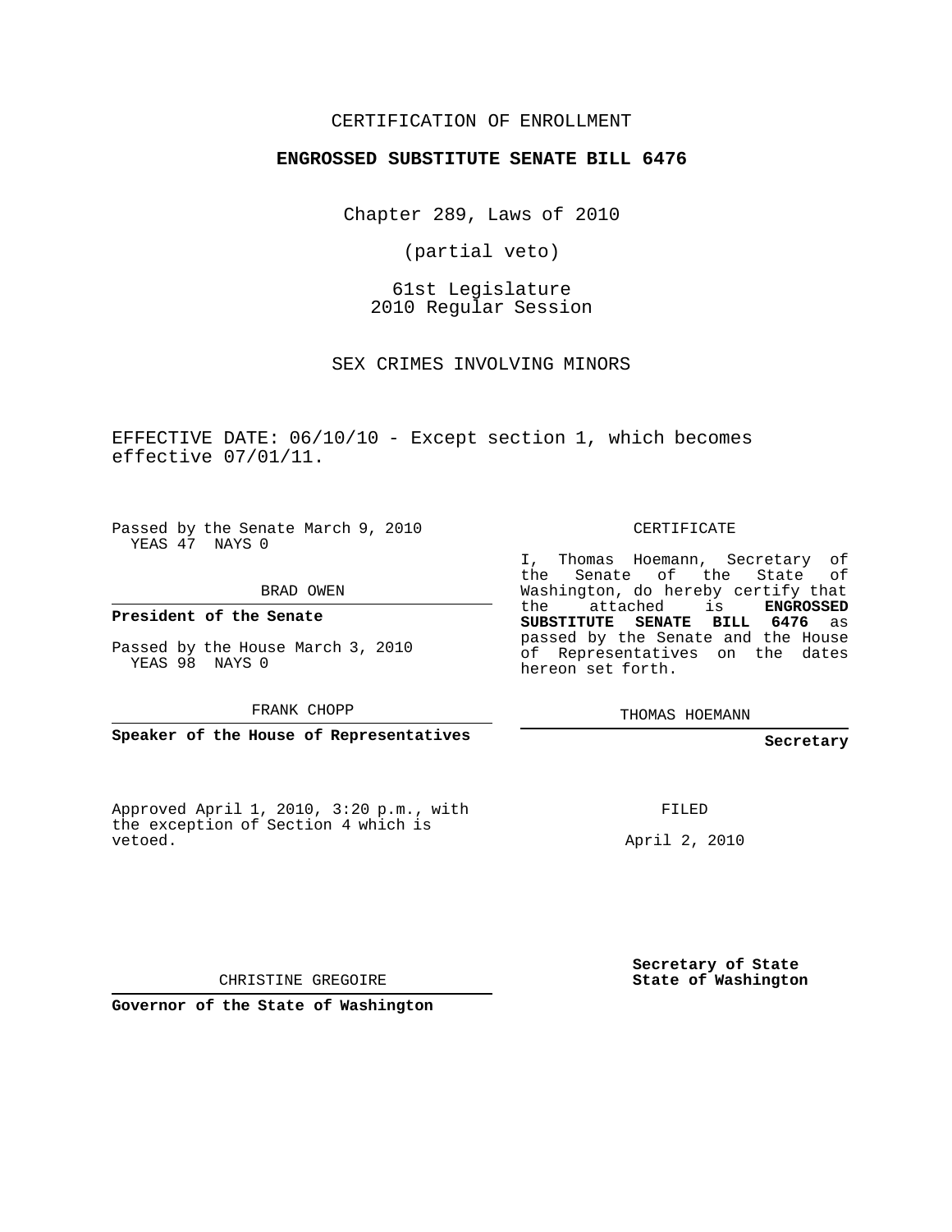CERTIFICATION OF ENROLLMENT

**ENGROSSED SUBSTITUTE SENATE BILL 6476**

Chapter 289, Laws of 2010

(partial veto)

61st Legislature
2010 Regular Session

SEX CRIMES INVOLVING MINORS

EFFECTIVE DATE: 06/10/10 - Except section 1, which becomes effective 07/01/11.

Passed by the Senate March 9, 2010
YEAS 47 NAYS 0

BRAD OWEN

**President of the Senate**

Passed by the House March 3, 2010
YEAS 98 NAYS 0

FRANK CHOPP

**Speaker of the House of Representatives**

CERTIFICATE

I, Thomas Hoemann, Secretary of the Senate of the State of Washington, do hereby certify that the attached is **ENGROSSED SUBSTITUTE SENATE BILL 6476** as passed by the Senate and the House of Representatives on the dates hereon set forth.

THOMAS HOEMANN

**Secretary**

Approved April 1, 2010, 3:20 p.m., with the exception of Section 4 which is vetoed.

FILED

April 2, 2010

CHRISTINE GREGOIRE

**Governor of the State of Washington**

**Secretary of State**
**State of Washington**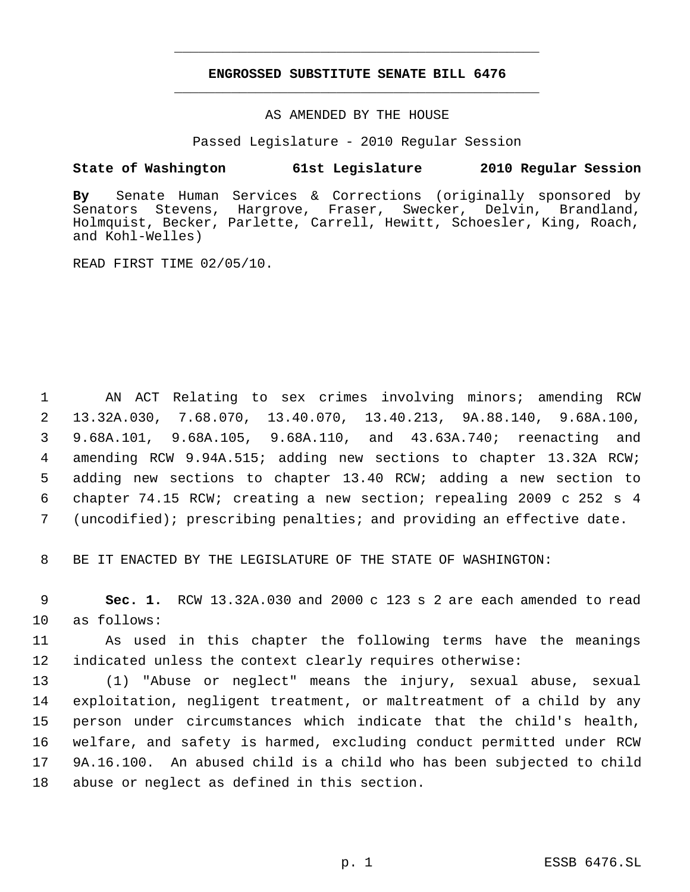# ENGROSSED SUBSTITUTE SENATE BILL 6476

AS AMENDED BY THE HOUSE

Passed Legislature - 2010 Regular Session

**State of Washington 61st Legislature 2010 Regular Session**

**By** Senate Human Services & Corrections (originally sponsored by Senators Stevens, Hargrove, Fraser, Swecker, Delvin, Brandland, Holmquist, Becker, Parlette, Carrell, Hewitt, Schoesler, King, Roach, and Kohl-Welles)

READ FIRST TIME 02/05/10.

AN ACT Relating to sex crimes involving minors; amending RCW 13.32A.030, 7.68.070, 13.40.070, 13.40.213, 9A.88.140, 9.68A.100, 9.68A.101, 9.68A.105, 9.68A.110, and 43.63A.740; reenacting and amending RCW 9.94A.515; adding new sections to chapter 13.32A RCW; adding new sections to chapter 13.40 RCW; adding a new section to chapter 74.15 RCW; creating a new section; repealing 2009 c 252 s 4 (uncodified); prescribing penalties; and providing an effective date.

BE IT ENACTED BY THE LEGISLATURE OF THE STATE OF WASHINGTON:

**Sec. 1.** RCW 13.32A.030 and 2000 c 123 s 2 are each amended to read as follows:

As used in this chapter the following terms have the meanings indicated unless the context clearly requires otherwise:

(1) "Abuse or neglect" means the injury, sexual abuse, sexual exploitation, negligent treatment, or maltreatment of a child by any person under circumstances which indicate that the child's health, welfare, and safety is harmed, excluding conduct permitted under RCW 9A.16.100. An abused child is a child who has been subjected to child abuse or neglect as defined in this section.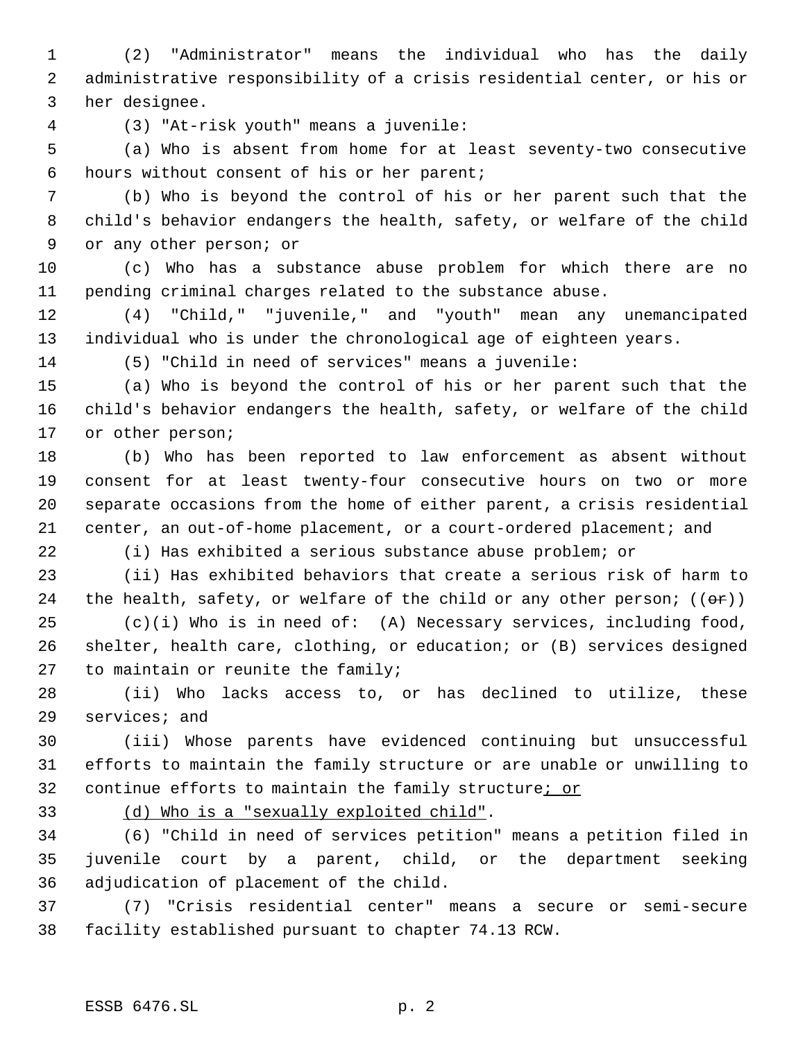(2) "Administrator" means the individual who has the daily administrative responsibility of a crisis residential center, or his or her designee.

(3) "At-risk youth" means a juvenile:

(a) Who is absent from home for at least seventy-two consecutive hours without consent of his or her parent;

(b) Who is beyond the control of his or her parent such that the child's behavior endangers the health, safety, or welfare of the child or any other person; or

(c) Who has a substance abuse problem for which there are no pending criminal charges related to the substance abuse.

(4) "Child," "juvenile," and "youth" mean any unemancipated individual who is under the chronological age of eighteen years.

(5) "Child in need of services" means a juvenile:

(a) Who is beyond the control of his or her parent such that the child's behavior endangers the health, safety, or welfare of the child or other person;

(b) Who has been reported to law enforcement as absent without consent for at least twenty-four consecutive hours on two or more separate occasions from the home of either parent, a crisis residential center, an out-of-home placement, or a court-ordered placement; and

(i) Has exhibited a serious substance abuse problem; or

(ii) Has exhibited behaviors that create a serious risk of harm to the health, safety, or welfare of the child or any other person; ((~~or~~))

(c)(i) Who is in need of: (A) Necessary services, including food, shelter, health care, clothing, or education; or (B) services designed to maintain or reunite the family;

(ii) Who lacks access to, or has declined to utilize, these services; and

(iii) Whose parents have evidenced continuing but unsuccessful efforts to maintain the family structure or are unable or unwilling to continue efforts to maintain the family structure<u>; or</u>

<u>(d) Who is a "sexually exploited child"</u>.

(6) "Child in need of services petition" means a petition filed in juvenile court by a parent, child, or the department seeking adjudication of placement of the child.

(7) "Crisis residential center" means a secure or semi-secure facility established pursuant to chapter 74.13 RCW.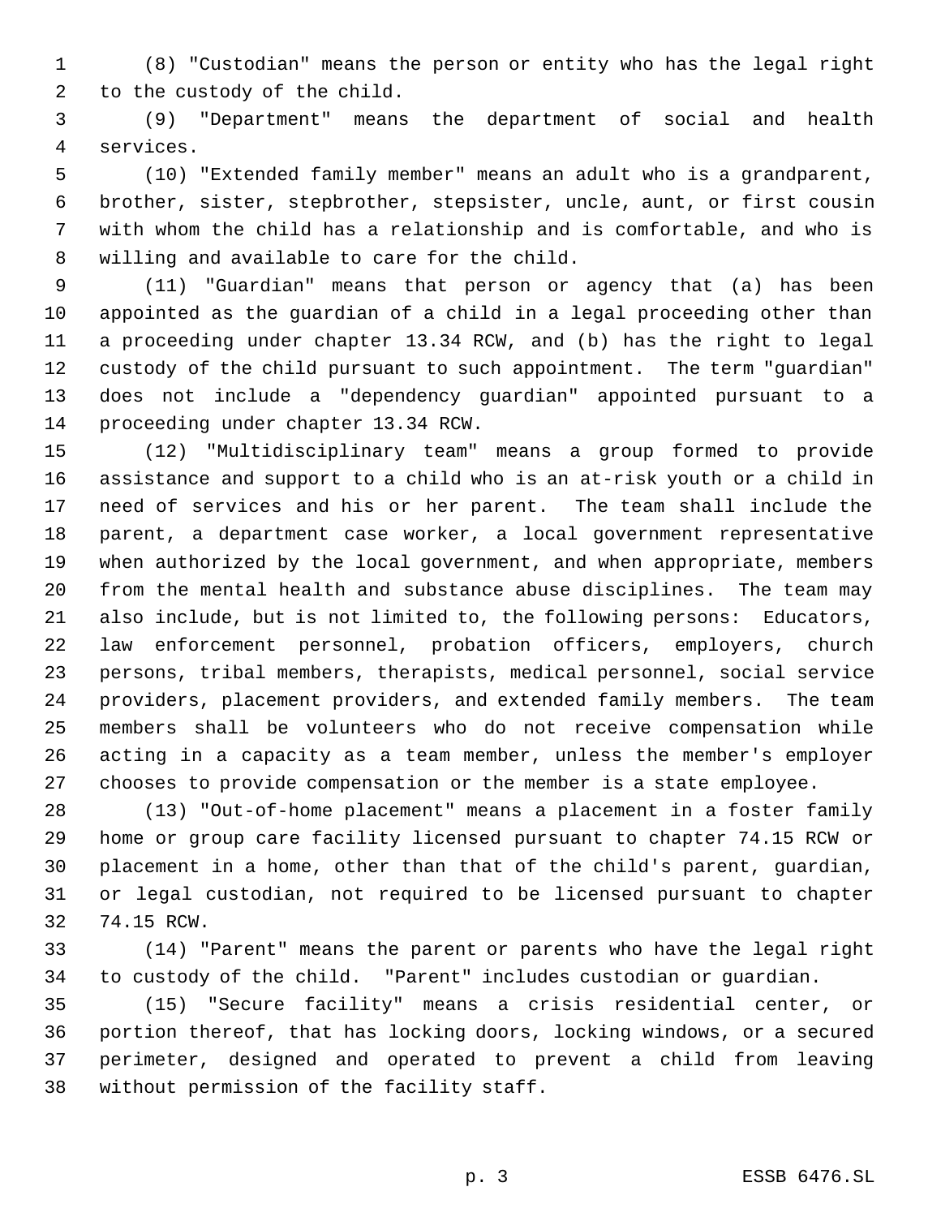(8) "Custodian" means the person or entity who has the legal right to the custody of the child.

(9) "Department" means the department of social and health services.

(10) "Extended family member" means an adult who is a grandparent, brother, sister, stepbrother, stepsister, uncle, aunt, or first cousin with whom the child has a relationship and is comfortable, and who is willing and available to care for the child.

(11) "Guardian" means that person or agency that (a) has been appointed as the guardian of a child in a legal proceeding other than a proceeding under chapter 13.34 RCW, and (b) has the right to legal custody of the child pursuant to such appointment. The term "guardian" does not include a "dependency guardian" appointed pursuant to a proceeding under chapter 13.34 RCW.

(12) "Multidisciplinary team" means a group formed to provide assistance and support to a child who is an at-risk youth or a child in need of services and his or her parent. The team shall include the parent, a department case worker, a local government representative when authorized by the local government, and when appropriate, members from the mental health and substance abuse disciplines. The team may also include, but is not limited to, the following persons: Educators, law enforcement personnel, probation officers, employers, church persons, tribal members, therapists, medical personnel, social service providers, placement providers, and extended family members. The team members shall be volunteers who do not receive compensation while acting in a capacity as a team member, unless the member's employer chooses to provide compensation or the member is a state employee.

(13) "Out-of-home placement" means a placement in a foster family home or group care facility licensed pursuant to chapter 74.15 RCW or placement in a home, other than that of the child's parent, guardian, or legal custodian, not required to be licensed pursuant to chapter 74.15 RCW.

(14) "Parent" means the parent or parents who have the legal right to custody of the child. "Parent" includes custodian or guardian.

(15) "Secure facility" means a crisis residential center, or portion thereof, that has locking doors, locking windows, or a secured perimeter, designed and operated to prevent a child from leaving without permission of the facility staff.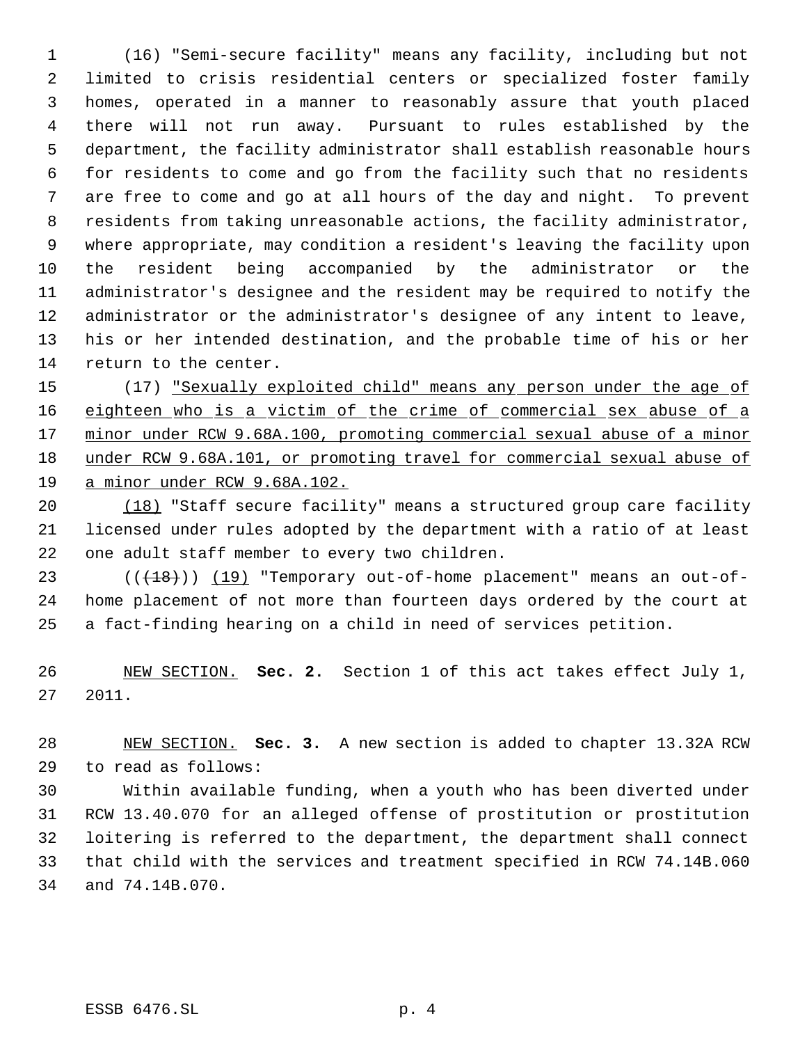(16) "Semi-secure facility" means any facility, including but not limited to crisis residential centers or specialized foster family homes, operated in a manner to reasonably assure that youth placed there will not run away. Pursuant to rules established by the department, the facility administrator shall establish reasonable hours for residents to come and go from the facility such that no residents are free to come and go at all hours of the day and night. To prevent residents from taking unreasonable actions, the facility administrator, where appropriate, may condition a resident's leaving the facility upon the resident being accompanied by the administrator or the administrator's designee and the resident may be required to notify the administrator or the administrator's designee of any intent to leave, his or her intended destination, and the probable time of his or her return to the center.

(17) "Sexually exploited child" means any person under the age of eighteen who is a victim of the crime of commercial sex abuse of a minor under RCW 9.68A.100, promoting commercial sexual abuse of a minor under RCW 9.68A.101, or promoting travel for commercial sexual abuse of a minor under RCW 9.68A.102.

(18) "Staff secure facility" means a structured group care facility licensed under rules adopted by the department with a ratio of at least one adult staff member to every two children.

((~~(18)~~)) (19) "Temporary out-of-home placement" means an out-of-home placement of not more than fourteen days ordered by the court at a fact-finding hearing on a child in need of services petition.

NEW SECTION. **Sec. 2.** Section 1 of this act takes effect July 1, 2011.

NEW SECTION. **Sec. 3.** A new section is added to chapter 13.32A RCW to read as follows:

Within available funding, when a youth who has been diverted under RCW 13.40.070 for an alleged offense of prostitution or prostitution loitering is referred to the department, the department shall connect that child with the services and treatment specified in RCW 74.14B.060 and 74.14B.070.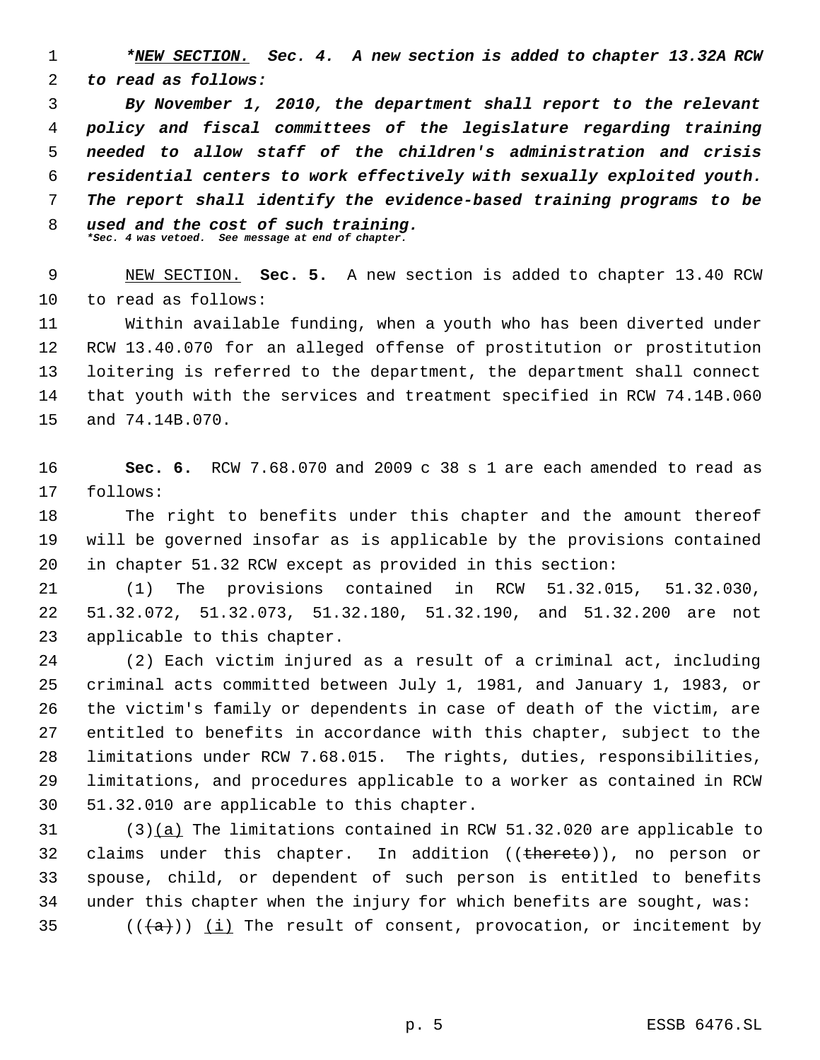***NEW SECTION.** **Sec. 4.** **A new section is added to chapter 13.32A RCW to read as follows:***

***By November 1, 2010, the department shall report to the relevant policy and fiscal committees of the legislature regarding training needed to allow staff of the children's administration and crisis residential centers to work effectively with sexually exploited youth. The report shall identify the evidence-based training programs to be used and the cost of such training.***
****Sec. 4 was vetoed. See message at end of chapter.***

NEW SECTION. **Sec. 5.** A new section is added to chapter 13.40 RCW to read as follows:

Within available funding, when a youth who has been diverted under RCW 13.40.070 for an alleged offense of prostitution or prostitution loitering is referred to the department, the department shall connect that youth with the services and treatment specified in RCW 74.14B.060 and 74.14B.070.

**Sec. 6.** RCW 7.68.070 and 2009 c 38 s 1 are each amended to read as follows:

The right to benefits under this chapter and the amount thereof will be governed insofar as is applicable by the provisions contained in chapter 51.32 RCW except as provided in this section:

(1) The provisions contained in RCW 51.32.015, 51.32.030, 51.32.072, 51.32.073, 51.32.180, 51.32.190, and 51.32.200 are not applicable to this chapter.

(2) Each victim injured as a result of a criminal act, including criminal acts committed between July 1, 1981, and January 1, 1983, or the victim's family or dependents in case of death of the victim, are entitled to benefits in accordance with this chapter, subject to the limitations under RCW 7.68.015. The rights, duties, responsibilities, limitations, and procedures applicable to a worker as contained in RCW 51.32.010 are applicable to this chapter.

(3)(a) The limitations contained in RCW 51.32.020 are applicable to claims under this chapter. In addition ((~~thereto~~)), no person or spouse, child, or dependent of such person is entitled to benefits under this chapter when the injury for which benefits are sought, was:

((~~(a)~~)) (i) The result of consent, provocation, or incitement by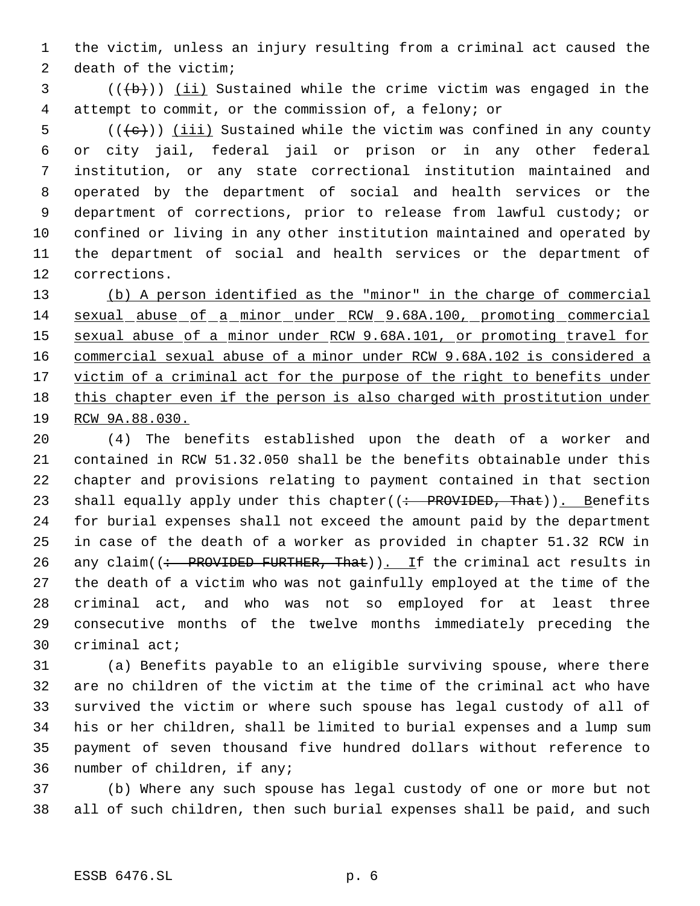the victim, unless an injury resulting from a criminal act caused the death of the victim;

(((b))) (ii) Sustained while the crime victim was engaged in the attempt to commit, or the commission of, a felony; or

(((c))) (iii) Sustained while the victim was confined in any county or city jail, federal jail or prison or in any other federal institution, or any state correctional institution maintained and operated by the department of social and health services or the department of corrections, prior to release from lawful custody; or confined or living in any other institution maintained and operated by the department of social and health services or the department of corrections.

(b) A person identified as the "minor" in the charge of commercial sexual abuse of a minor under RCW 9.68A.100, promoting commercial sexual abuse of a minor under RCW 9.68A.101, or promoting travel for commercial sexual abuse of a minor under RCW 9.68A.102 is considered a victim of a criminal act for the purpose of the right to benefits under this chapter even if the person is also charged with prostitution under RCW 9A.88.030.

(4) The benefits established upon the death of a worker and contained in RCW 51.32.050 shall be the benefits obtainable under this chapter and provisions relating to payment contained in that section shall equally apply under this chapter((: PROVIDED, That)). Benefits for burial expenses shall not exceed the amount paid by the department in case of the death of a worker as provided in chapter 51.32 RCW in any claim((: PROVIDED FURTHER, That)). If the criminal act results in the death of a victim who was not gainfully employed at the time of the criminal act, and who was not so employed for at least three consecutive months of the twelve months immediately preceding the criminal act;

(a) Benefits payable to an eligible surviving spouse, where there are no children of the victim at the time of the criminal act who have survived the victim or where such spouse has legal custody of all of his or her children, shall be limited to burial expenses and a lump sum payment of seven thousand five hundred dollars without reference to number of children, if any;

(b) Where any such spouse has legal custody of one or more but not all of such children, then such burial expenses shall be paid, and such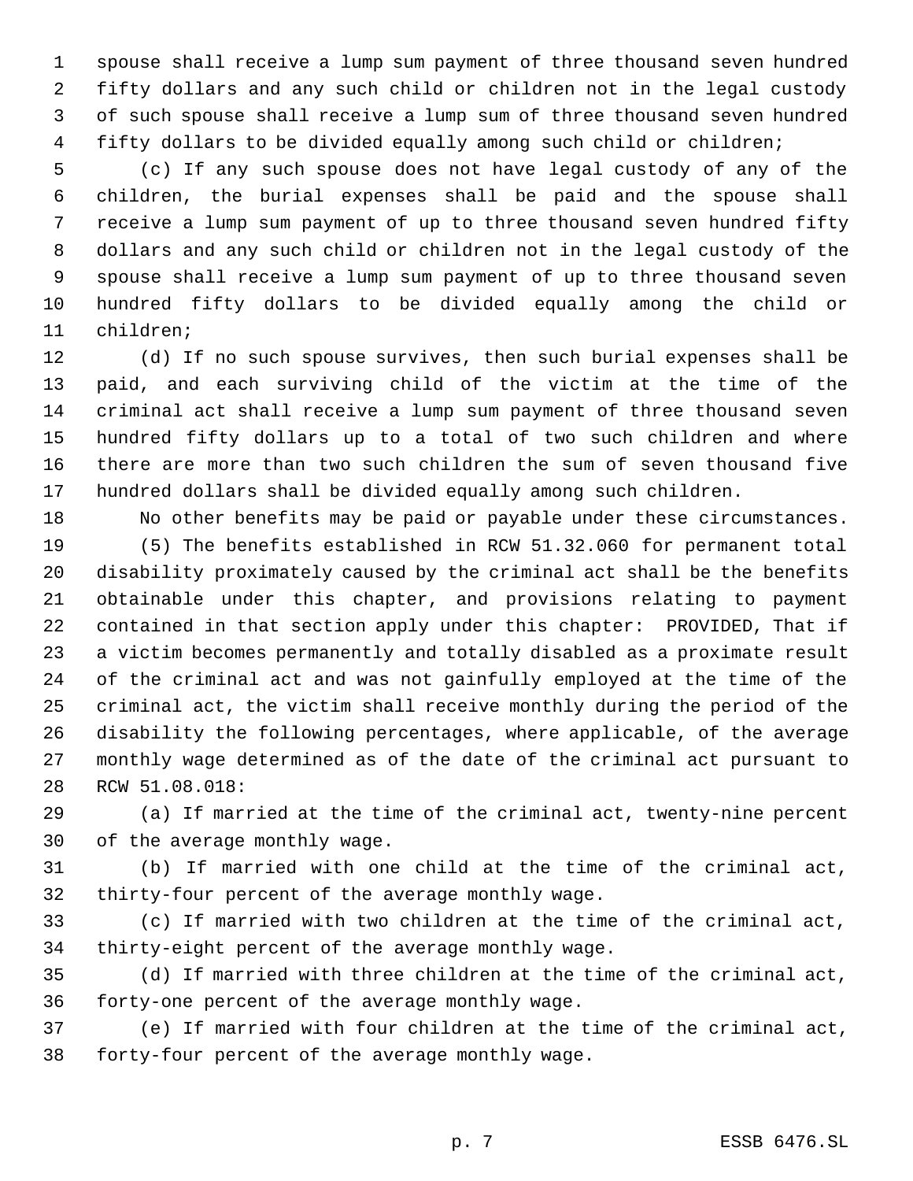spouse shall receive a lump sum payment of three thousand seven hundred fifty dollars and any such child or children not in the legal custody of such spouse shall receive a lump sum of three thousand seven hundred fifty dollars to be divided equally among such child or children;

(c) If any such spouse does not have legal custody of any of the children, the burial expenses shall be paid and the spouse shall receive a lump sum payment of up to three thousand seven hundred fifty dollars and any such child or children not in the legal custody of the spouse shall receive a lump sum payment of up to three thousand seven hundred fifty dollars to be divided equally among the child or children;

(d) If no such spouse survives, then such burial expenses shall be paid, and each surviving child of the victim at the time of the criminal act shall receive a lump sum payment of three thousand seven hundred fifty dollars up to a total of two such children and where there are more than two such children the sum of seven thousand five hundred dollars shall be divided equally among such children.

No other benefits may be paid or payable under these circumstances.

(5) The benefits established in RCW 51.32.060 for permanent total disability proximately caused by the criminal act shall be the benefits obtainable under this chapter, and provisions relating to payment contained in that section apply under this chapter: PROVIDED, That if a victim becomes permanently and totally disabled as a proximate result of the criminal act and was not gainfully employed at the time of the criminal act, the victim shall receive monthly during the period of the disability the following percentages, where applicable, of the average monthly wage determined as of the date of the criminal act pursuant to RCW 51.08.018:

(a) If married at the time of the criminal act, twenty-nine percent of the average monthly wage.

(b) If married with one child at the time of the criminal act, thirty-four percent of the average monthly wage.

(c) If married with two children at the time of the criminal act, thirty-eight percent of the average monthly wage.

(d) If married with three children at the time of the criminal act, forty-one percent of the average monthly wage.

(e) If married with four children at the time of the criminal act, forty-four percent of the average monthly wage.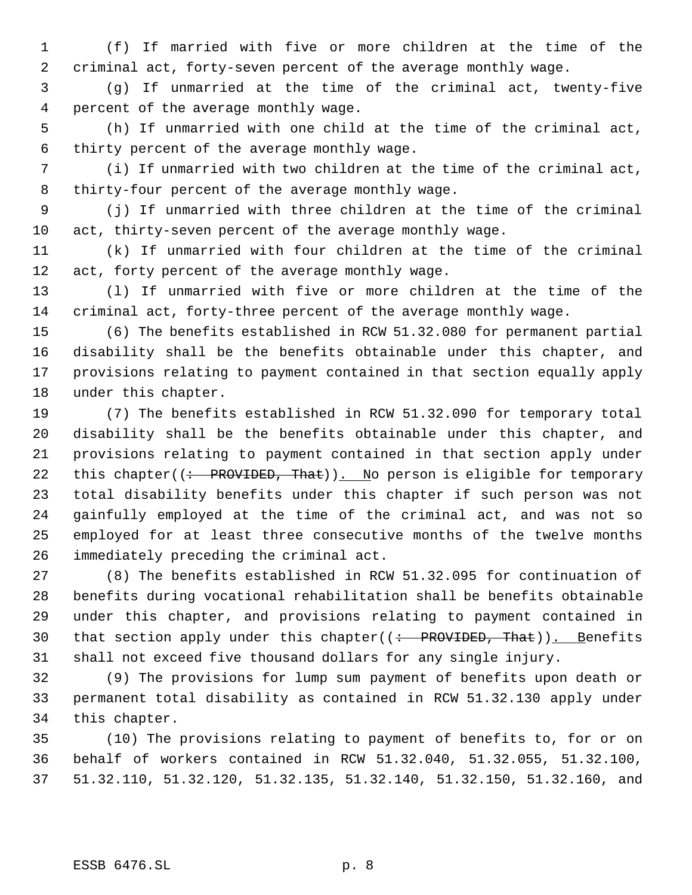(f) If married with five or more children at the time of the criminal act, forty-seven percent of the average monthly wage.

(g) If unmarried at the time of the criminal act, twenty-five percent of the average monthly wage.

(h) If unmarried with one child at the time of the criminal act, thirty percent of the average monthly wage.

(i) If unmarried with two children at the time of the criminal act, thirty-four percent of the average monthly wage.

(j) If unmarried with three children at the time of the criminal act, thirty-seven percent of the average monthly wage.

(k) If unmarried with four children at the time of the criminal act, forty percent of the average monthly wage.

(l) If unmarried with five or more children at the time of the criminal act, forty-three percent of the average monthly wage.

(6) The benefits established in RCW 51.32.080 for permanent partial disability shall be the benefits obtainable under this chapter, and provisions relating to payment contained in that section equally apply under this chapter.

(7) The benefits established in RCW 51.32.090 for temporary total disability shall be the benefits obtainable under this chapter, and provisions relating to payment contained in that section apply under this chapter((~~: PROVIDED, That~~)). No person is eligible for temporary total disability benefits under this chapter if such person was not gainfully employed at the time of the criminal act, and was not so employed for at least three consecutive months of the twelve months immediately preceding the criminal act.

(8) The benefits established in RCW 51.32.095 for continuation of benefits during vocational rehabilitation shall be benefits obtainable under this chapter, and provisions relating to payment contained in that section apply under this chapter((~~: PROVIDED, That~~)). Benefits shall not exceed five thousand dollars for any single injury.

(9) The provisions for lump sum payment of benefits upon death or permanent total disability as contained in RCW 51.32.130 apply under this chapter.

(10) The provisions relating to payment of benefits to, for or on behalf of workers contained in RCW 51.32.040, 51.32.055, 51.32.100, 51.32.110, 51.32.120, 51.32.135, 51.32.140, 51.32.150, 51.32.160, and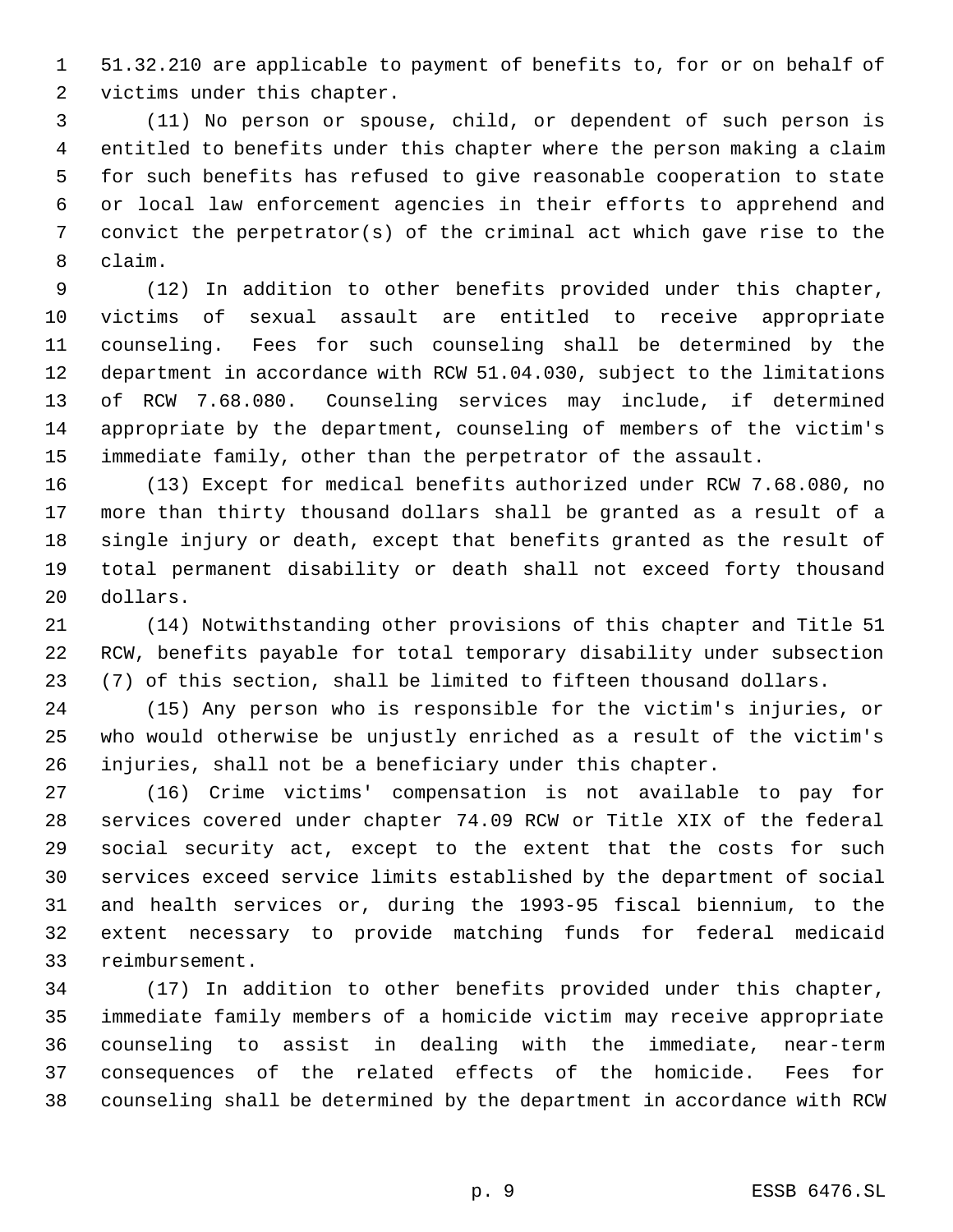51.32.210 are applicable to payment of benefits to, for or on behalf of victims under this chapter.

(11) No person or spouse, child, or dependent of such person is entitled to benefits under this chapter where the person making a claim for such benefits has refused to give reasonable cooperation to state or local law enforcement agencies in their efforts to apprehend and convict the perpetrator(s) of the criminal act which gave rise to the claim.

(12) In addition to other benefits provided under this chapter, victims of sexual assault are entitled to receive appropriate counseling. Fees for such counseling shall be determined by the department in accordance with RCW 51.04.030, subject to the limitations of RCW 7.68.080. Counseling services may include, if determined appropriate by the department, counseling of members of the victim's immediate family, other than the perpetrator of the assault.

(13) Except for medical benefits authorized under RCW 7.68.080, no more than thirty thousand dollars shall be granted as a result of a single injury or death, except that benefits granted as the result of total permanent disability or death shall not exceed forty thousand dollars.

(14) Notwithstanding other provisions of this chapter and Title 51 RCW, benefits payable for total temporary disability under subsection (7) of this section, shall be limited to fifteen thousand dollars.

(15) Any person who is responsible for the victim's injuries, or who would otherwise be unjustly enriched as a result of the victim's injuries, shall not be a beneficiary under this chapter.

(16) Crime victims' compensation is not available to pay for services covered under chapter 74.09 RCW or Title XIX of the federal social security act, except to the extent that the costs for such services exceed service limits established by the department of social and health services or, during the 1993-95 fiscal biennium, to the extent necessary to provide matching funds for federal medicaid reimbursement.

(17) In addition to other benefits provided under this chapter, immediate family members of a homicide victim may receive appropriate counseling to assist in dealing with the immediate, near-term consequences of the related effects of the homicide. Fees for counseling shall be determined by the department in accordance with RCW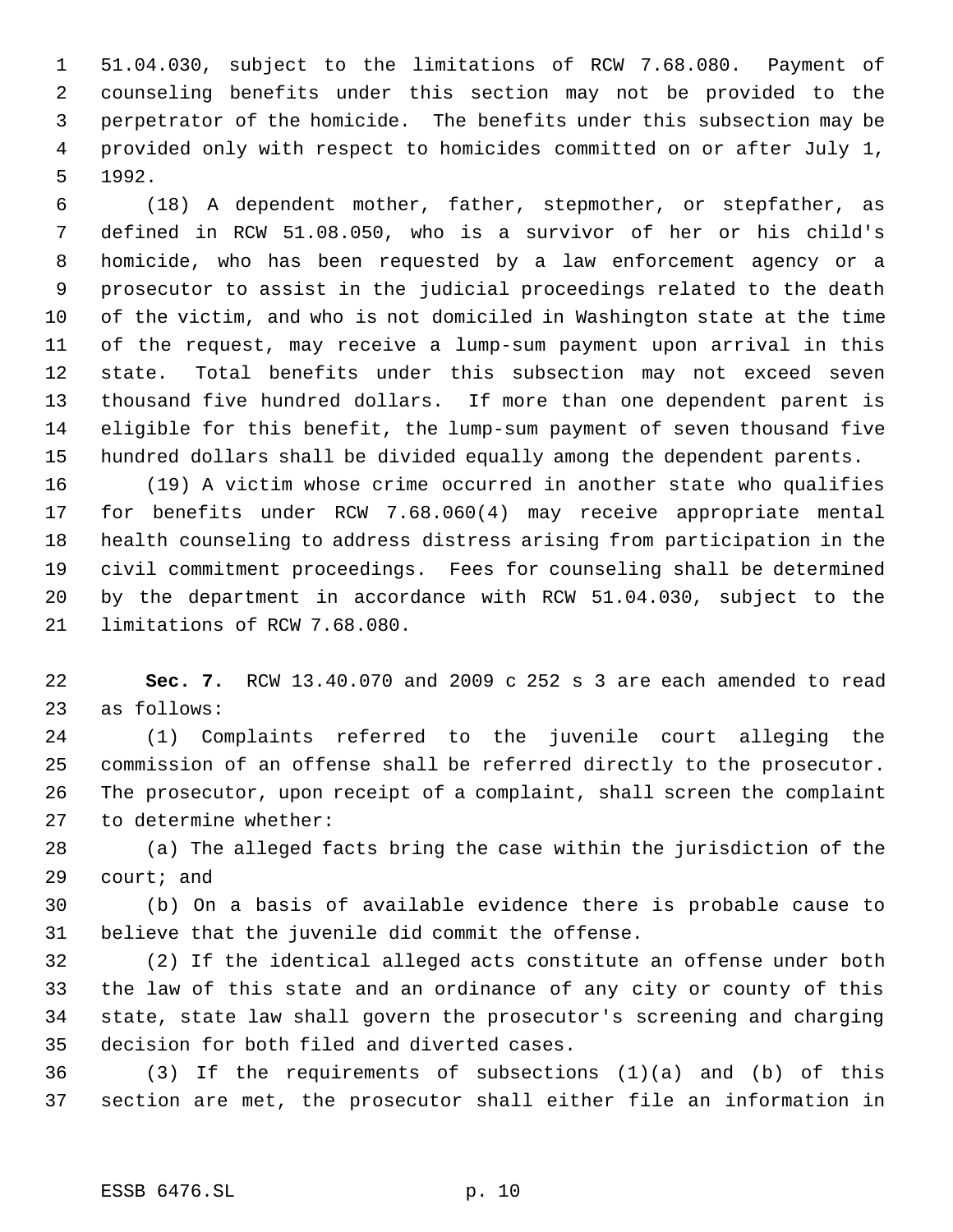51.04.030, subject to the limitations of RCW 7.68.080. Payment of counseling benefits under this section may not be provided to the perpetrator of the homicide. The benefits under this subsection may be provided only with respect to homicides committed on or after July 1, 1992.

(18) A dependent mother, father, stepmother, or stepfather, as defined in RCW 51.08.050, who is a survivor of her or his child's homicide, who has been requested by a law enforcement agency or a prosecutor to assist in the judicial proceedings related to the death of the victim, and who is not domiciled in Washington state at the time of the request, may receive a lump-sum payment upon arrival in this state. Total benefits under this subsection may not exceed seven thousand five hundred dollars. If more than one dependent parent is eligible for this benefit, the lump-sum payment of seven thousand five hundred dollars shall be divided equally among the dependent parents.

(19) A victim whose crime occurred in another state who qualifies for benefits under RCW 7.68.060(4) may receive appropriate mental health counseling to address distress arising from participation in the civil commitment proceedings. Fees for counseling shall be determined by the department in accordance with RCW 51.04.030, subject to the limitations of RCW 7.68.080.

**Sec. 7.** RCW 13.40.070 and 2009 c 252 s 3 are each amended to read as follows:

(1) Complaints referred to the juvenile court alleging the commission of an offense shall be referred directly to the prosecutor. The prosecutor, upon receipt of a complaint, shall screen the complaint to determine whether:

(a) The alleged facts bring the case within the jurisdiction of the court; and

(b) On a basis of available evidence there is probable cause to believe that the juvenile did commit the offense.

(2) If the identical alleged acts constitute an offense under both the law of this state and an ordinance of any city or county of this state, state law shall govern the prosecutor's screening and charging decision for both filed and diverted cases.

(3) If the requirements of subsections (1)(a) and (b) of this section are met, the prosecutor shall either file an information in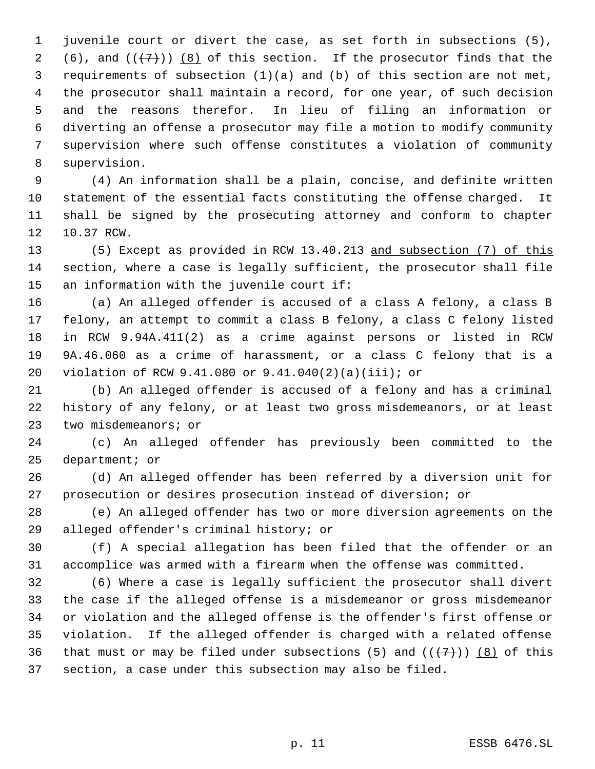juvenile court or divert the case, as set forth in subsections (5), (6), and ((~~(7)~~)) <u>(8)</u> of this section. If the prosecutor finds that the requirements of subsection (1)(a) and (b) of this section are not met, the prosecutor shall maintain a record, for one year, of such decision and the reasons therefor. In lieu of filing an information or diverting an offense a prosecutor may file a motion to modify community supervision where such offense constitutes a violation of community supervision.

(4) An information shall be a plain, concise, and definite written statement of the essential facts constituting the offense charged. It shall be signed by the prosecuting attorney and conform to chapter 10.37 RCW.

(5) Except as provided in RCW 13.40.213 <u>and subsection (7) of this section</u>, where a case is legally sufficient, the prosecutor shall file an information with the juvenile court if:

(a) An alleged offender is accused of a class A felony, a class B felony, an attempt to commit a class B felony, a class C felony listed in RCW 9.94A.411(2) as a crime against persons or listed in RCW 9A.46.060 as a crime of harassment, or a class C felony that is a violation of RCW 9.41.080 or 9.41.040(2)(a)(iii); or

(b) An alleged offender is accused of a felony and has a criminal history of any felony, or at least two gross misdemeanors, or at least two misdemeanors; or

(c) An alleged offender has previously been committed to the department; or

(d) An alleged offender has been referred by a diversion unit for prosecution or desires prosecution instead of diversion; or

(e) An alleged offender has two or more diversion agreements on the alleged offender's criminal history; or

(f) A special allegation has been filed that the offender or an accomplice was armed with a firearm when the offense was committed.

(6) Where a case is legally sufficient the prosecutor shall divert the case if the alleged offense is a misdemeanor or gross misdemeanor or violation and the alleged offense is the offender's first offense or violation. If the alleged offender is charged with a related offense that must or may be filed under subsections (5) and ((~~(7)~~)) <u>(8)</u> of this section, a case under this subsection may also be filed.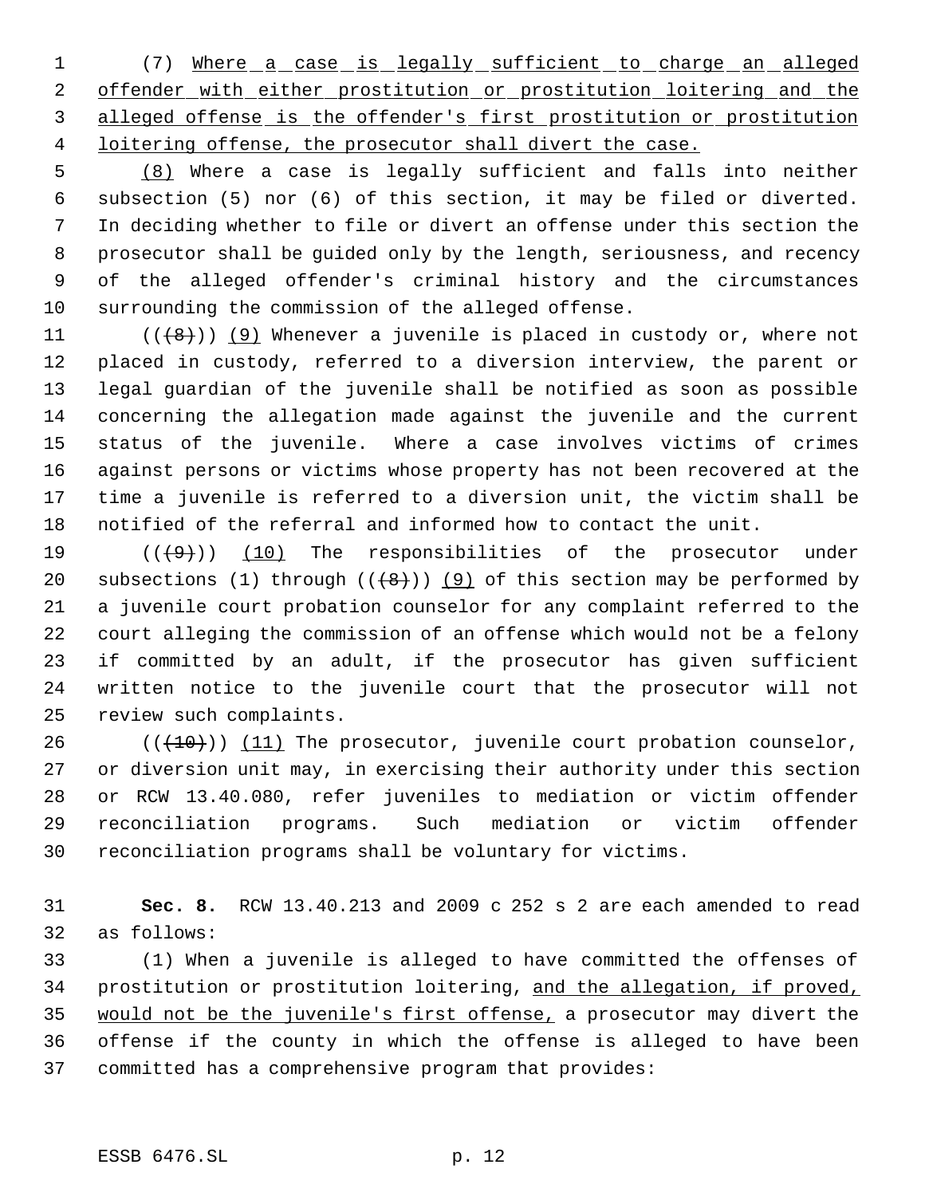(7) Where a case is legally sufficient to charge an alleged offender with either prostitution or prostitution loitering and the alleged offense is the offender's first prostitution or prostitution loitering offense, the prosecutor shall divert the case.

(8) Where a case is legally sufficient and falls into neither subsection (5) nor (6) of this section, it may be filed or diverted. In deciding whether to file or divert an offense under this section the prosecutor shall be guided only by the length, seriousness, and recency of the alleged offender's criminal history and the circumstances surrounding the commission of the alleged offense.

(((8))) (9) Whenever a juvenile is placed in custody or, where not placed in custody, referred to a diversion interview, the parent or legal guardian of the juvenile shall be notified as soon as possible concerning the allegation made against the juvenile and the current status of the juvenile. Where a case involves victims of crimes against persons or victims whose property has not been recovered at the time a juvenile is referred to a diversion unit, the victim shall be notified of the referral and informed how to contact the unit.

(((9))) (10) The responsibilities of the prosecutor under subsections (1) through (((8))) (9) of this section may be performed by a juvenile court probation counselor for any complaint referred to the court alleging the commission of an offense which would not be a felony if committed by an adult, if the prosecutor has given sufficient written notice to the juvenile court that the prosecutor will not review such complaints.

(((10))) (11) The prosecutor, juvenile court probation counselor, or diversion unit may, in exercising their authority under this section or RCW 13.40.080, refer juveniles to mediation or victim offender reconciliation programs. Such mediation or victim offender reconciliation programs shall be voluntary for victims.

**Sec. 8.** RCW 13.40.213 and 2009 c 252 s 2 are each amended to read as follows:

(1) When a juvenile is alleged to have committed the offenses of prostitution or prostitution loitering, and the allegation, if proved, would not be the juvenile's first offense, a prosecutor may divert the offense if the county in which the offense is alleged to have been committed has a comprehensive program that provides: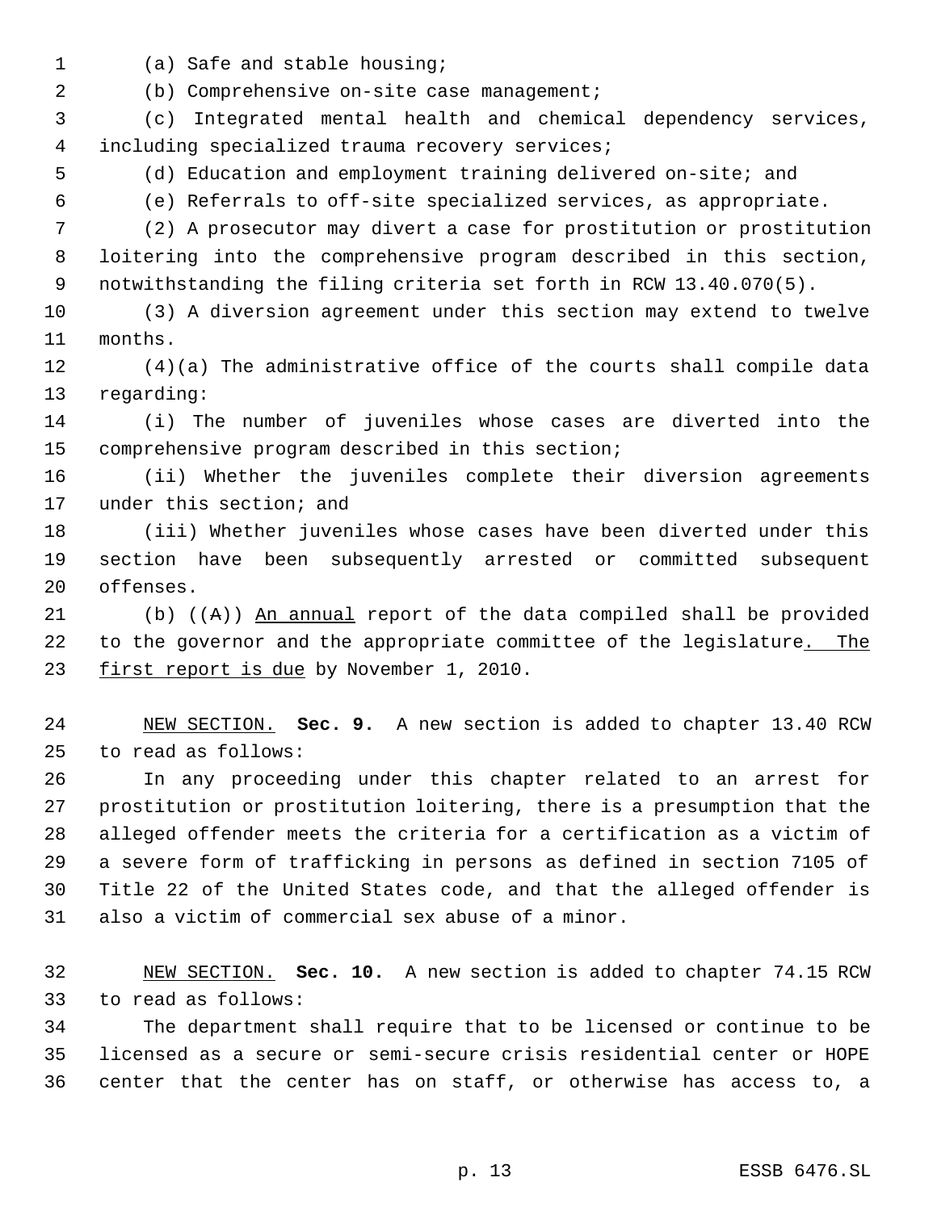(a) Safe and stable housing;

(b) Comprehensive on-site case management;

(c) Integrated mental health and chemical dependency services, including specialized trauma recovery services;

(d) Education and employment training delivered on-site; and

(e) Referrals to off-site specialized services, as appropriate.

(2) A prosecutor may divert a case for prostitution or prostitution loitering into the comprehensive program described in this section, notwithstanding the filing criteria set forth in RCW 13.40.070(5).

(3) A diversion agreement under this section may extend to twelve months.

(4)(a) The administrative office of the courts shall compile data regarding:

(i) The number of juveniles whose cases are diverted into the comprehensive program described in this section;

(ii) Whether the juveniles complete their diversion agreements under this section; and

(iii) Whether juveniles whose cases have been diverted under this section have been subsequently arrested or committed subsequent offenses.

(b) ((~~A~~)) An annual report of the data compiled shall be provided to the governor and the appropriate committee of the legislature. The first report is due by November 1, 2010.

NEW SECTION. **Sec. 9.** A new section is added to chapter 13.40 RCW to read as follows:

In any proceeding under this chapter related to an arrest for prostitution or prostitution loitering, there is a presumption that the alleged offender meets the criteria for a certification as a victim of a severe form of trafficking in persons as defined in section 7105 of Title 22 of the United States code, and that the alleged offender is also a victim of commercial sex abuse of a minor.

NEW SECTION. **Sec. 10.** A new section is added to chapter 74.15 RCW to read as follows:

The department shall require that to be licensed or continue to be licensed as a secure or semi-secure crisis residential center or HOPE center that the center has on staff, or otherwise has access to, a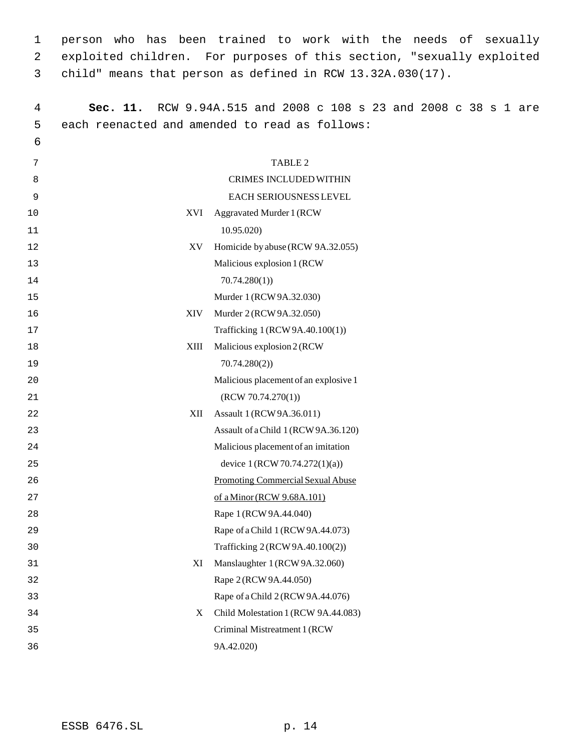person who has been trained to work with the needs of sexually exploited children. For purposes of this section, "sexually exploited child" means that person as defined in RCW 13.32A.030(17).

**Sec. 11.** RCW 9.94A.515 and 2008 c 108 s 23 and 2008 c 38 s 1 are each reenacted and amended to read as follows:

TABLE 2

CRIMES INCLUDED WITHIN EACH SERIOUSNESS LEVEL

| Level | Crime |
|---|---|
| XVI | Aggravated Murder 1 (RCW 10.95.020) |
| XV | Homicide by abuse (RCW 9A.32.055) |
| | Malicious explosion 1 (RCW 70.74.280(1)) |
| | Murder 1 (RCW 9A.32.030) |
| XIV | Murder 2 (RCW 9A.32.050) |
| | Trafficking 1 (RCW 9A.40.100(1)) |
| XIII | Malicious explosion 2 (RCW 70.74.280(2)) |
| | Malicious placement of an explosive 1 (RCW 70.74.270(1)) |
| XII | Assault 1 (RCW 9A.36.011) |
| | Assault of a Child 1 (RCW 9A.36.120) |
| | Malicious placement of an imitation device 1 (RCW 70.74.272(1)(a)) |
| | <u>Promoting Commercial Sexual Abuse of a Minor (RCW 9.68A.101)</u> |
| | Rape 1 (RCW 9A.44.040) |
| | Rape of a Child 1 (RCW 9A.44.073) |
| | Trafficking 2 (RCW 9A.40.100(2)) |
| XI | Manslaughter 1 (RCW 9A.32.060) |
| | Rape 2 (RCW 9A.44.050) |
| | Rape of a Child 2 (RCW 9A.44.076) |
| X | Child Molestation 1 (RCW 9A.44.083) |
| | Criminal Mistreatment 1 (RCW 9A.42.020) |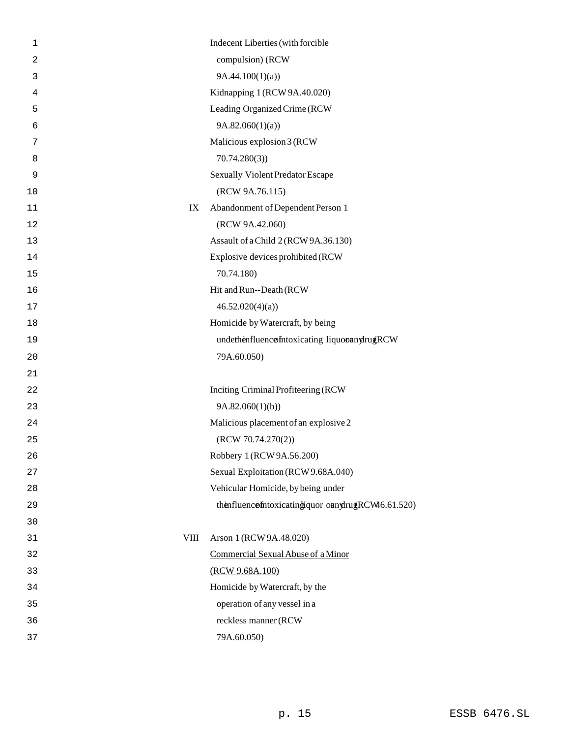| Level | Offense |
|---|---|
| | Indecent Liberties (with forcible compulsion) (RCW 9A.44.100(1)(a)) |
| | Kidnapping 1 (RCW 9A.40.020) |
| | Leading Organized Crime (RCW 9A.82.060(1)(a)) |
| | Malicious explosion 3 (RCW 70.74.280(3)) |
| | Sexually Violent Predator Escape (RCW 9A.76.115) |
| IX | Abandonment of Dependent Person 1 (RCW 9A.42.060) |
| | Assault of a Child 2 (RCW 9A.36.130) |
| | Explosive devices prohibited (RCW 70.74.180) |
| | Hit and Run--Death (RCW 46.52.020(4)(a)) |
| | Homicide by Watercraft, by being under the influence of intoxicating liquor or any drug (RCW 79A.60.050) |
| | Inciting Criminal Profiteering (RCW 9A.82.060(1)(b)) |
| | Malicious placement of an explosive 2 (RCW 70.74.270(2)) |
| | Robbery 1 (RCW 9A.56.200) |
| | Sexual Exploitation (RCW 9.68A.040) |
| | Vehicular Homicide, by being under the influence of intoxicating liquor or any drug (RCW 46.61.520) |
| VIII | Arson 1 (RCW 9A.48.020) |
| | <u>Commercial Sexual Abuse of a Minor (RCW 9.68A.100)</u> |
| | Homicide by Watercraft, by the operation of any vessel in a reckless manner (RCW 79A.60.050) |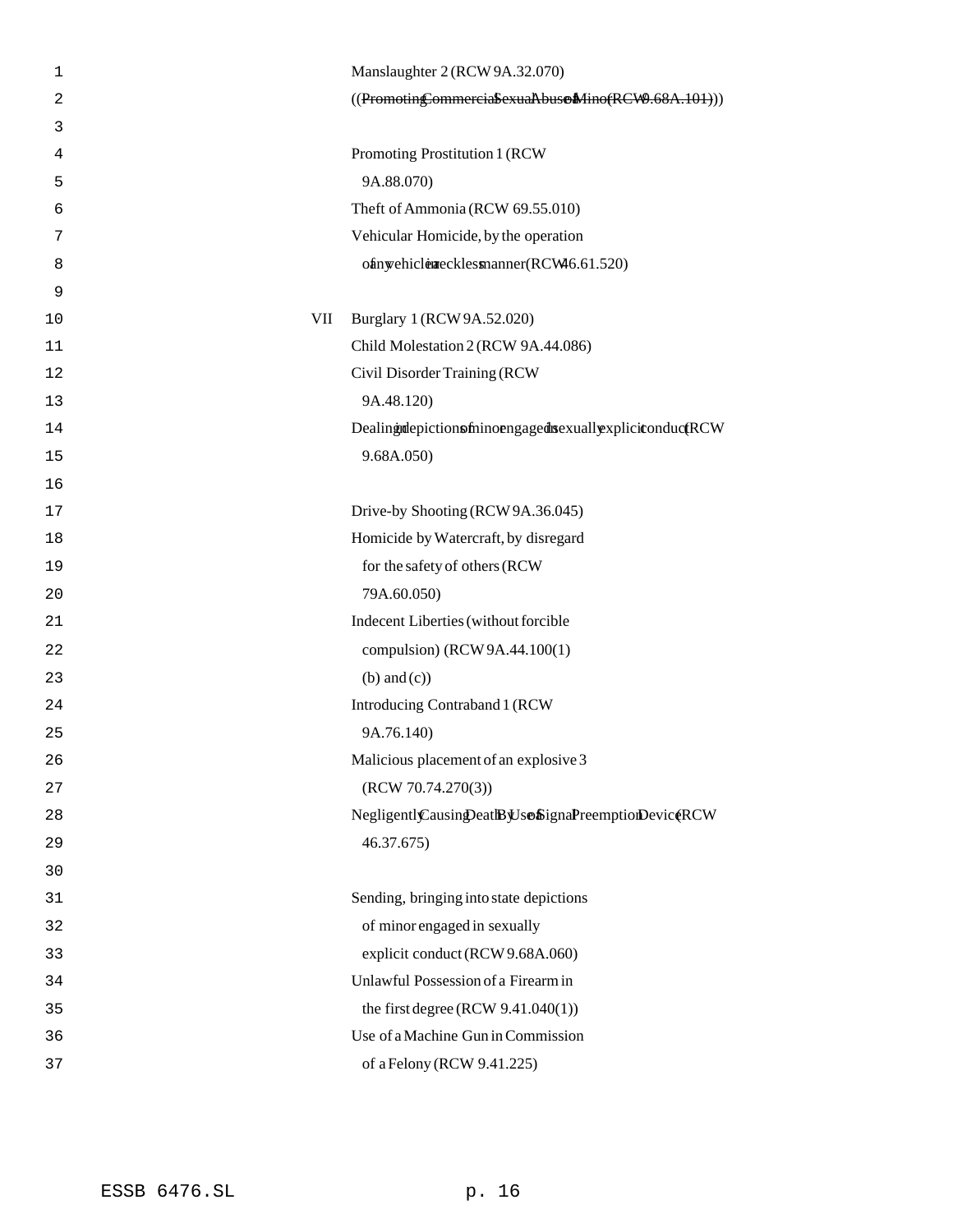Manslaughter 2 (RCW 9A.32.070)

((~~Promoting Commercial Sexual Abuse of a Minor (RCW 9.68A.101)~~))

Promoting Prostitution 1 (RCW 9A.88.070)

Theft of Ammonia (RCW 69.55.010)

Vehicular Homicide, by the operation of any vehicle in a reckless manner (RCW 46.61.520)

VII

Burglary 1 (RCW 9A.52.020)

Child Molestation 2 (RCW 9A.44.086)

Civil Disorder Training (RCW 9A.48.120)

Dealing in depictions of minor engaged in sexually explicit conduct (RCW 9.68A.050)

Drive-by Shooting (RCW 9A.36.045)

Homicide by Watercraft, by disregard for the safety of others (RCW 79A.60.050)

Indecent Liberties (without forcible compulsion) (RCW 9A.44.100(1) (b) and (c))

Introducing Contraband 1 (RCW 9A.76.140)

Malicious placement of an explosive 3 (RCW 70.74.270(3))

Negligently Causing Death By Use of a Signal Preemption Device (RCW 46.37.675)

Sending, bringing into state depictions of minor engaged in sexually explicit conduct (RCW 9.68A.060)

Unlawful Possession of a Firearm in the first degree (RCW 9.41.040(1))

Use of a Machine Gun in Commission of a Felony (RCW 9.41.225)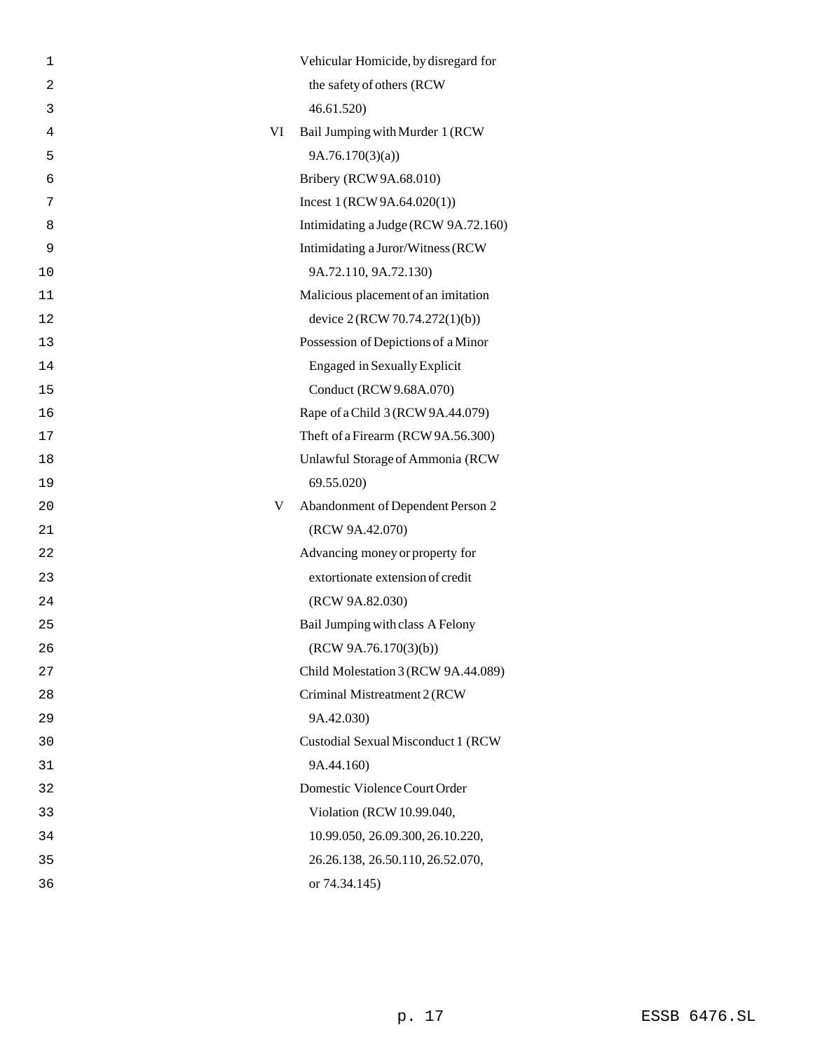| | |
|---|---|
| | Vehicular Homicide, by disregard for the safety of others (RCW 46.61.520) |
| VI | Bail Jumping with Murder 1 (RCW 9A.76.170(3)(a)) |
| | Bribery (RCW 9A.68.010) |
| | Incest 1 (RCW 9A.64.020(1)) |
| | Intimidating a Judge (RCW 9A.72.160) |
| | Intimidating a Juror/Witness (RCW 9A.72.110, 9A.72.130) |
| | Malicious placement of an imitation device 2 (RCW 70.74.272(1)(b)) |
| | Possession of Depictions of a Minor Engaged in Sexually Explicit Conduct (RCW 9.68A.070) |
| | Rape of a Child 3 (RCW 9A.44.079) |
| | Theft of a Firearm (RCW 9A.56.300) |
| | Unlawful Storage of Ammonia (RCW 69.55.020) |
| V | Abandonment of Dependent Person 2 (RCW 9A.42.070) |
| | Advancing money or property for extortionate extension of credit (RCW 9A.82.030) |
| | Bail Jumping with class A Felony (RCW 9A.76.170(3)(b)) |
| | Child Molestation 3 (RCW 9A.44.089) |
| | Criminal Mistreatment 2 (RCW 9A.42.030) |
| | Custodial Sexual Misconduct 1 (RCW 9A.44.160) |
| | Domestic Violence Court Order Violation (RCW 10.99.040, 10.99.050, 26.09.300, 26.10.220, 26.26.138, 26.50.110, 26.52.070, or 74.34.145) |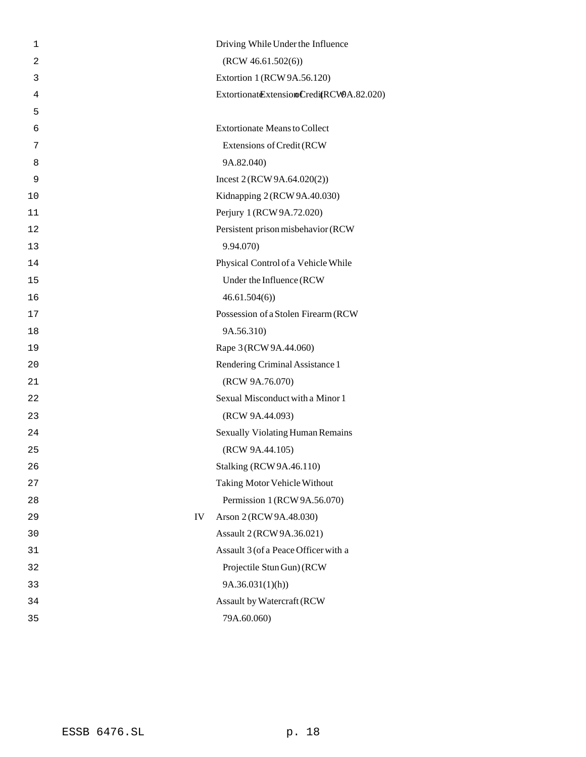Driving While Under the Influence (RCW 46.61.502(6))

Extortion 1 (RCW 9A.56.120)

Extortionate Extension of Credit (RCW 9A.82.020)

Extortionate Means to Collect Extensions of Credit (RCW 9A.82.040)

Incest 2 (RCW 9A.64.020(2))

Kidnapping 2 (RCW 9A.40.030)

Perjury 1 (RCW 9A.72.020)

Persistent prison misbehavior (RCW 9.94.070)

Physical Control of a Vehicle While Under the Influence (RCW 46.61.504(6))

Possession of a Stolen Firearm (RCW 9A.56.310)

Rape 3 (RCW 9A.44.060)

Rendering Criminal Assistance 1 (RCW 9A.76.070)

Sexual Misconduct with a Minor 1 (RCW 9A.44.093)

Sexually Violating Human Remains (RCW 9A.44.105)

Stalking (RCW 9A.46.110)

Taking Motor Vehicle Without Permission 1 (RCW 9A.56.070)

IV Arson 2 (RCW 9A.48.030)

Assault 2 (RCW 9A.36.021)

Assault 3 (of a Peace Officer with a Projectile Stun Gun) (RCW 9A.36.031(1)(h))

Assault by Watercraft (RCW 79A.60.060)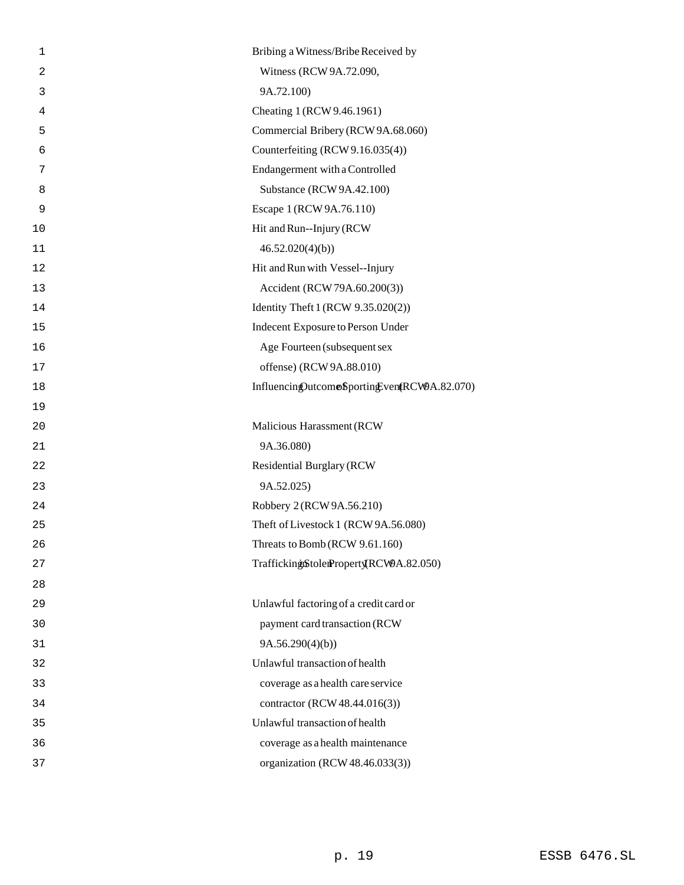Bribing a Witness/Bribe Received by Witness (RCW 9A.72.090, 9A.72.100)

Cheating 1 (RCW 9.46.1961)

Commercial Bribery (RCW 9A.68.060)

Counterfeiting (RCW 9.16.035(4))

Endangerment with a Controlled Substance (RCW 9A.42.100)

Escape 1 (RCW 9A.76.110)

Hit and Run--Injury (RCW 46.52.020(4)(b))

Hit and Run with Vessel--Injury Accident (RCW 79A.60.200(3))

Identity Theft 1 (RCW 9.35.020(2))

Indecent Exposure to Person Under Age Fourteen (subsequent sex offense) (RCW 9A.88.010)

Influencing Outcome of Sporting Event (RCW 9A.82.070)

Malicious Harassment (RCW 9A.36.080)

Residential Burglary (RCW 9A.52.025)

Robbery 2 (RCW 9A.56.210)

Theft of Livestock 1 (RCW 9A.56.080)

Threats to Bomb (RCW 9.61.160)

Trafficking in Stolen Property I (RCW 9A.82.050)

Unlawful factoring of a credit card or payment card transaction (RCW 9A.56.290(4)(b))

Unlawful transaction of health coverage as a health care service contractor (RCW 48.44.016(3))

Unlawful transaction of health coverage as a health maintenance organization (RCW 48.46.033(3))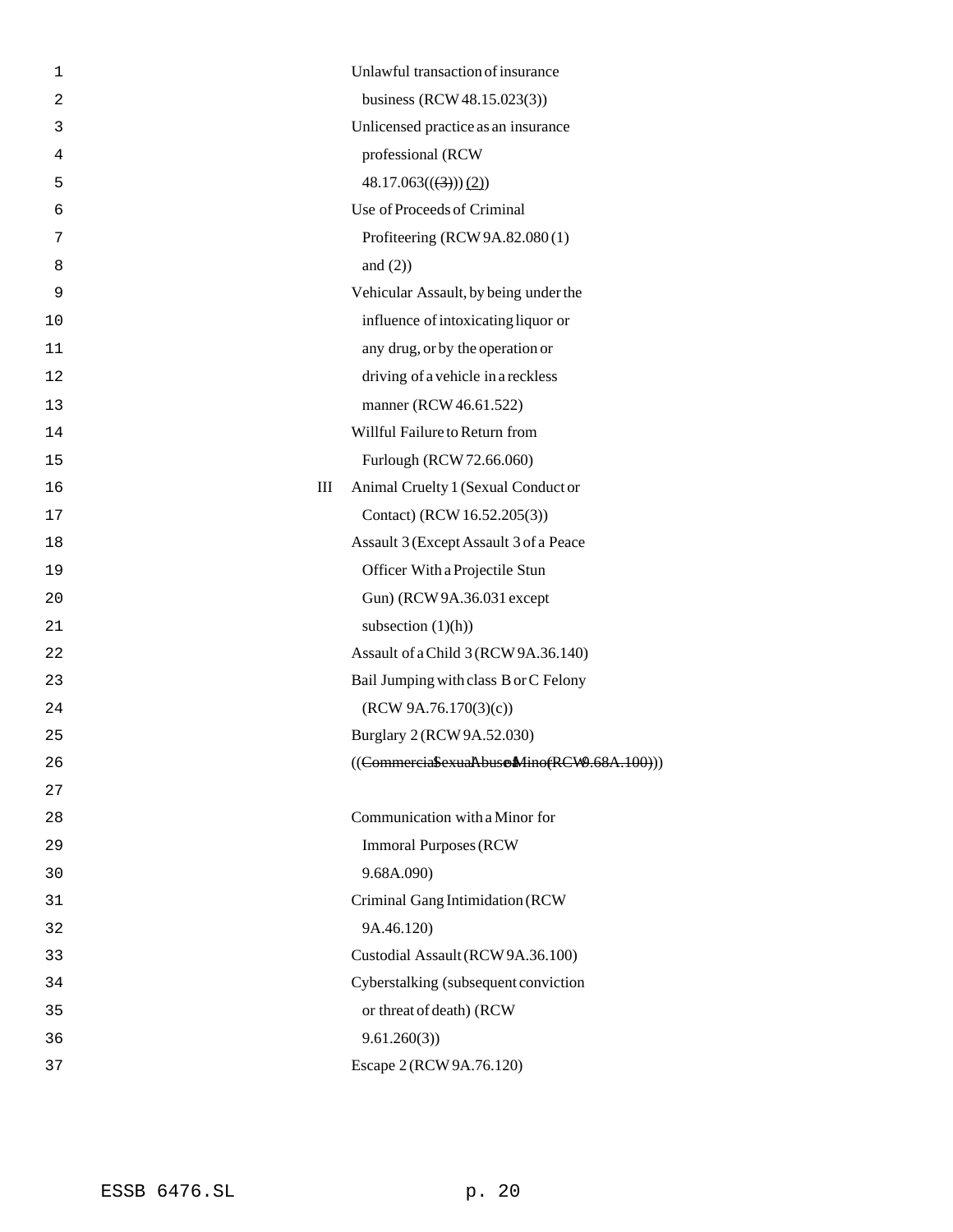Unlawful transaction of insurance business (RCW 48.15.023(3))

Unlicensed practice as an insurance professional (RCW 48.17.063(((3))) (2))

Use of Proceeds of Criminal Profiteering (RCW 9A.82.080 (1) and (2))

Vehicular Assault, by being under the influence of intoxicating liquor or any drug, or by the operation or driving of a vehicle in a reckless manner (RCW 46.61.522)

Willful Failure to Return from Furlough (RCW 72.66.060)

III Animal Cruelty 1 (Sexual Conduct or Contact) (RCW 16.52.205(3))

Assault 3 (Except Assault 3 of a Peace Officer With a Projectile Stun Gun) (RCW 9A.36.031 except subsection (1)(h))

Assault of a Child 3 (RCW 9A.36.140)

Bail Jumping with class B or C Felony (RCW 9A.76.170(3)(c))

Burglary 2 (RCW 9A.52.030)

((~~Commercial Sexual Abuse of a Minor (RCW 9.68A.100)~~))

Communication with a Minor for Immoral Purposes (RCW 9.68A.090)

Criminal Gang Intimidation (RCW 9A.46.120)

Custodial Assault (RCW 9A.36.100)

Cyberstalking (subsequent conviction or threat of death) (RCW 9.61.260(3))

Escape 2 (RCW 9A.76.120)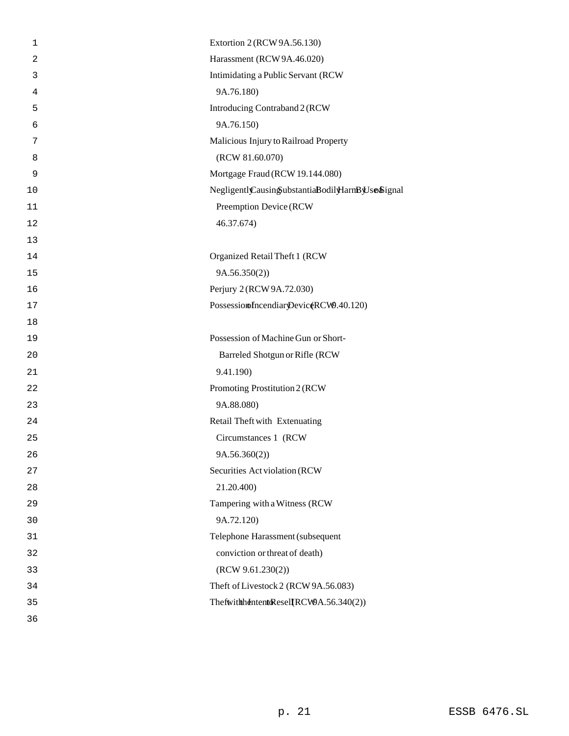Extortion 2 (RCW 9A.56.130)
Harassment (RCW 9A.46.020)
Intimidating a Public Servant (RCW 9A.76.180)
Introducing Contraband 2 (RCW 9A.76.150)
Malicious Injury to Railroad Property (RCW 81.60.070)
Mortgage Fraud (RCW 19.144.080)
Negligently Causing Substantial Bodily Harm By Use of Signal Preemption Device (RCW 46.37.674)

Organized Retail Theft 1 (RCW 9A.56.350(2))
Perjury 2 (RCW 9A.72.030)
Possession of Incendiary Device (RCW 9.40.120)

Possession of Machine Gun or Short-Barreled Shotgun or Rifle (RCW 9.41.190)
Promoting Prostitution 2 (RCW 9A.88.080)
Retail Theft with Extenuating Circumstances 1 (RCW 9A.56.360(2))
Securities Act violation (RCW 21.20.400)
Tampering with a Witness (RCW 9A.72.120)
Telephone Harassment (subsequent conviction or threat of death) (RCW 9.61.230(2))
Theft of Livestock 2 (RCW 9A.56.083)
Theft with the Intent to Resell 1 (RCW 9A.56.340(2))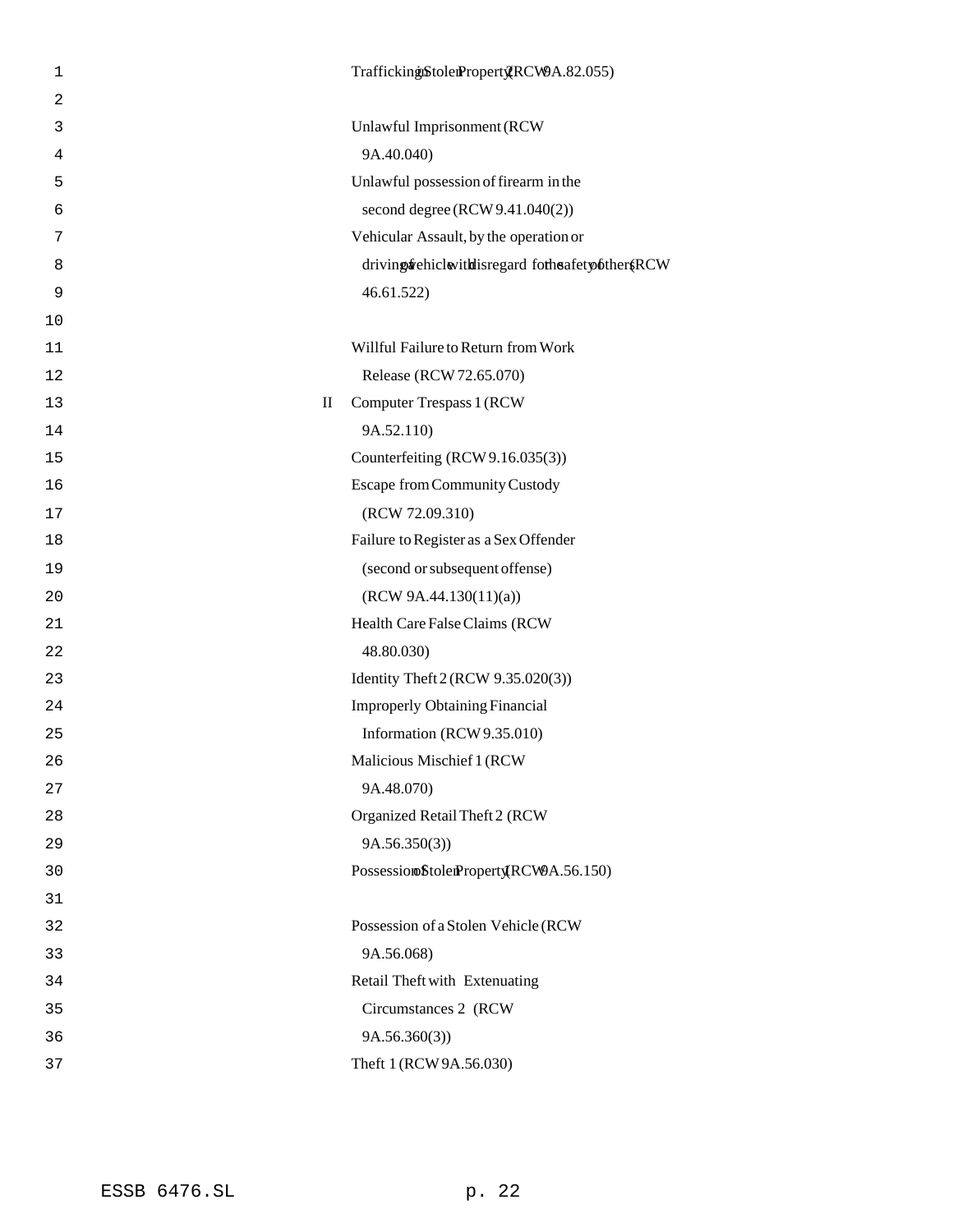Trafficking in Stolen Property 2 (RCW 9A.82.055)

Unlawful Imprisonment (RCW 9A.40.040)

Unlawful possession of firearm in the second degree (RCW 9.41.040(2))

Vehicular Assault, by the operation or driving of a vehicle with disregard for the safety of others (RCW 46.61.522)

Willful Failure to Return from Work Release (RCW 72.65.070)

II Computer Trespass 1 (RCW 9A.52.110)

Counterfeiting (RCW 9.16.035(3))

Escape from Community Custody (RCW 72.09.310)

Failure to Register as a Sex Offender (second or subsequent offense) (RCW 9A.44.130(11)(a))

Health Care False Claims (RCW 48.80.030)

Identity Theft 2 (RCW 9.35.020(3))

Improperly Obtaining Financial Information (RCW 9.35.010)

Malicious Mischief 1 (RCW 9A.48.070)

Organized Retail Theft 2 (RCW 9A.56.350(3))

Possession of Stolen Property 1 (RCW 9A.56.150)

Possession of a Stolen Vehicle (RCW 9A.56.068)

Retail Theft with Extenuating Circumstances 2 (RCW 9A.56.360(3))

Theft 1 (RCW 9A.56.030)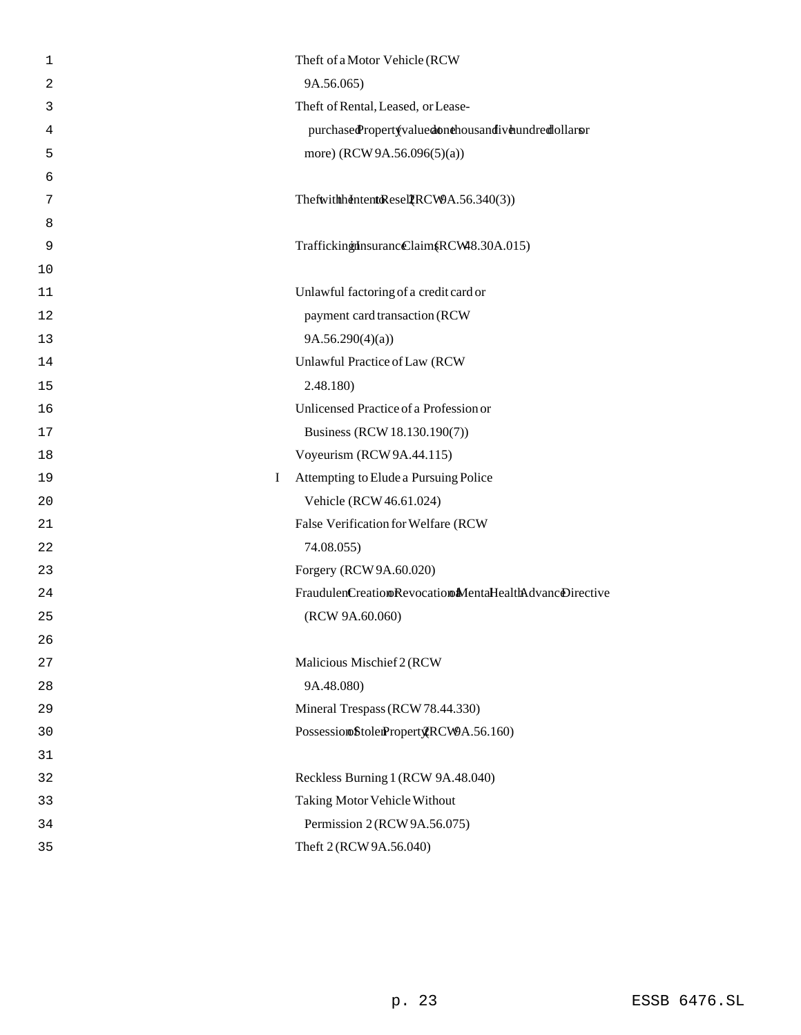| | |
|---|---|
| | Theft of a Motor Vehicle (RCW 9A.56.065) |
| | Theft of Rental, Leased, or Lease-purchased Property (valued at one thousand five hundred dollars or more) (RCW 9A.56.096(5)(a)) |
| | Theft with the Intent to Resell 2 (RCW 9A.56.340(3)) |
| | Trafficking in Insurance Claims (RCW 48.30A.015) |
| | Unlawful factoring of a credit card or payment card transaction (RCW 9A.56.290(4)(a)) |
| | Unlawful Practice of Law (RCW 2.48.180) |
| | Unlicensed Practice of a Profession or Business (RCW 18.130.190(7)) |
| | Voyeurism (RCW 9A.44.115) |
| I | Attempting to Elude a Pursuing Police Vehicle (RCW 46.61.024) |
| | False Verification for Welfare (RCW 74.08.055) |
| | Forgery (RCW 9A.60.020) |
| | Fraudulent Creation or Revocation of a Mental Health Advance Directive (RCW 9A.60.060) |
| | Malicious Mischief 2 (RCW 9A.48.080) |
| | Mineral Trespass (RCW 78.44.330) |
| | Possession of Stolen Property 2 (RCW 9A.56.160) |
| | Reckless Burning 1 (RCW 9A.48.040) |
| | Taking Motor Vehicle Without Permission 2 (RCW 9A.56.075) |
| | Theft 2 (RCW 9A.56.040) |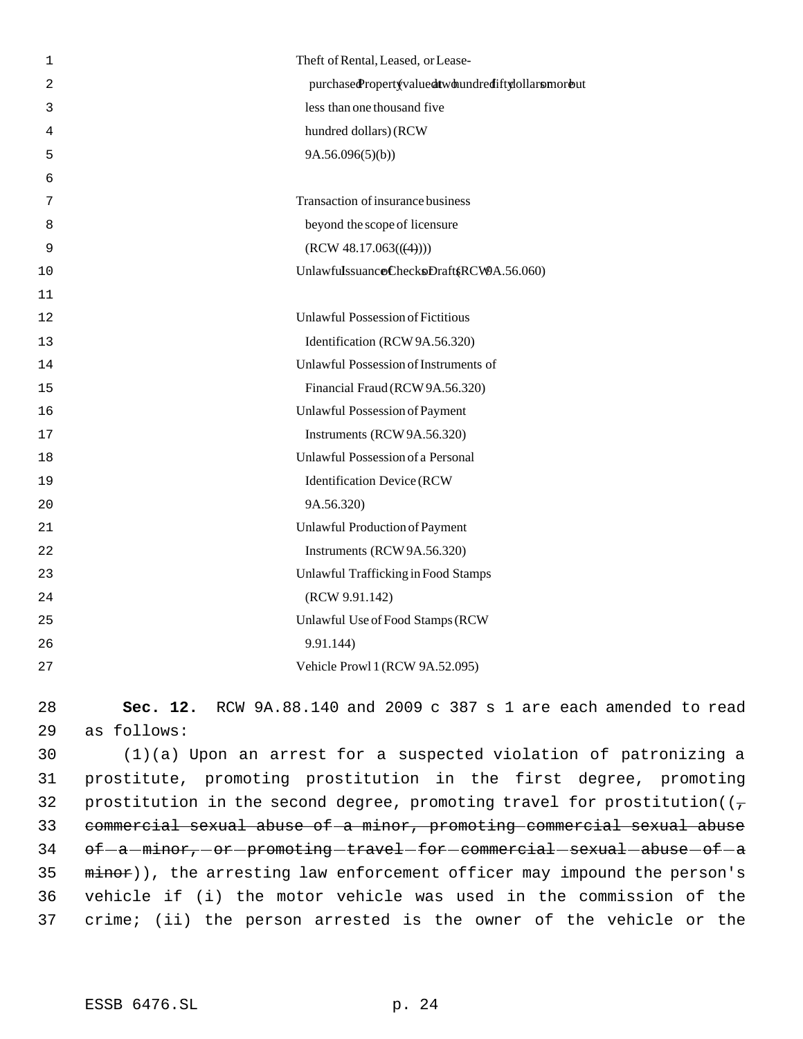Theft of Rental, Leased, or Lease-purchased Property (valued at two hundred fifty dollars or more but less than one thousand five hundred dollars) (RCW 9A.56.096(5)(b))

Transaction of insurance business beyond the scope of licensure (RCW 48.17.063((~~(4)~~)))

Unlawful Issuance of Checks or Drafts (RCW 9A.56.060)

Unlawful Possession of Fictitious Identification (RCW 9A.56.320)

Unlawful Possession of Instruments of Financial Fraud (RCW 9A.56.320)

Unlawful Possession of Payment Instruments (RCW 9A.56.320)

Unlawful Possession of a Personal Identification Device (RCW 9A.56.320)

Unlawful Production of Payment Instruments (RCW 9A.56.320)

Unlawful Trafficking in Food Stamps (RCW 9.91.142)

Unlawful Use of Food Stamps (RCW 9.91.144)

Vehicle Prowl 1 (RCW 9A.52.095)

**Sec. 12.** RCW 9A.88.140 and 2009 c 387 s 1 are each amended to read as follows:

(1)(a) Upon an arrest for a suspected violation of patronizing a prostitute, promoting prostitution in the first degree, promoting prostitution in the second degree, promoting travel for prostitution((~~, commercial sexual abuse of a minor, promoting commercial sexual abuse of a minor, or promoting travel for commercial sexual abuse of a minor~~)), the arresting law enforcement officer may impound the person's vehicle if (i) the motor vehicle was used in the commission of the crime; (ii) the person arrested is the owner of the vehicle or the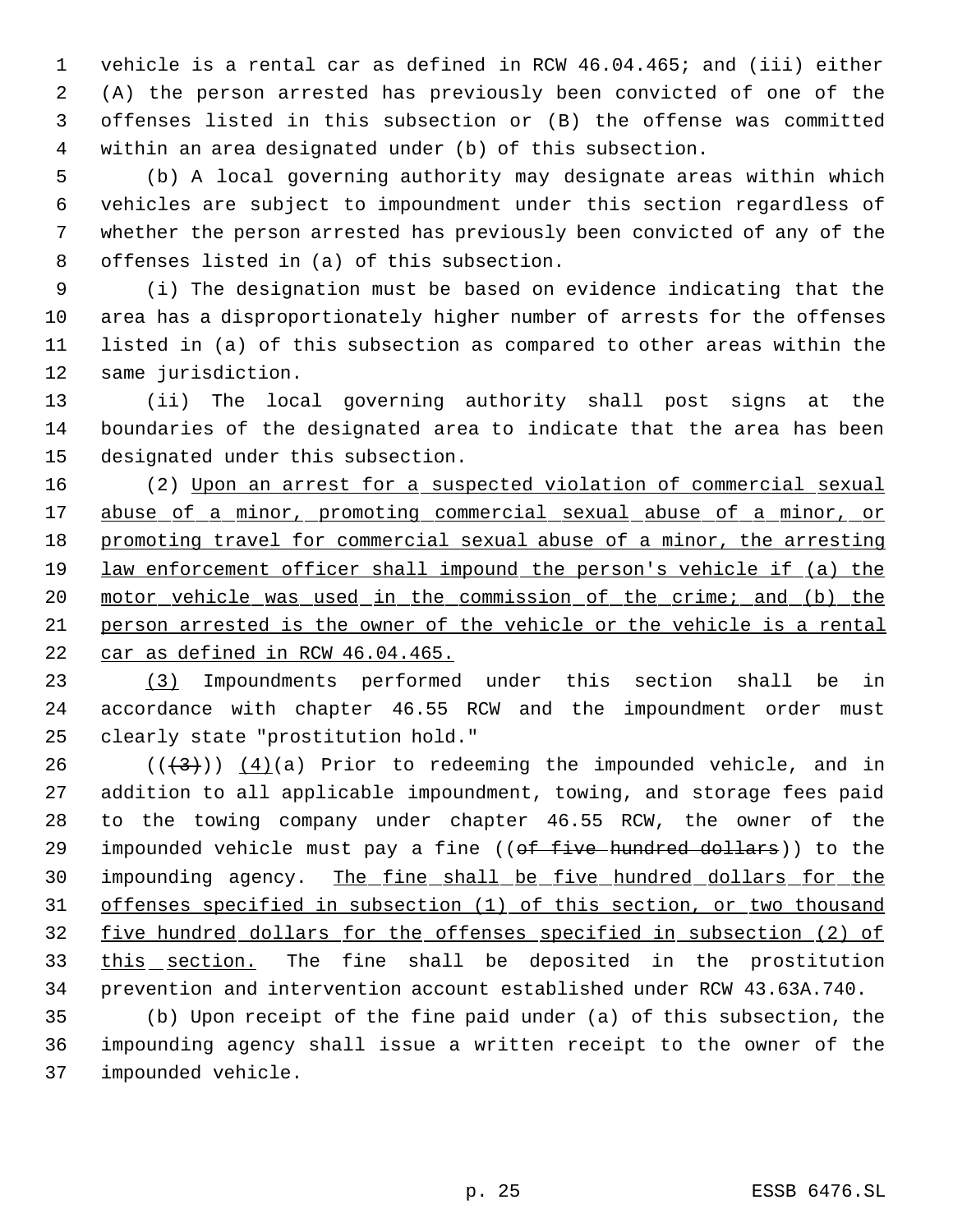vehicle is a rental car as defined in RCW 46.04.465; and (iii) either (A) the person arrested has previously been convicted of one of the offenses listed in this subsection or (B) the offense was committed within an area designated under (b) of this subsection.

(b) A local governing authority may designate areas within which vehicles are subject to impoundment under this section regardless of whether the person arrested has previously been convicted of any of the offenses listed in (a) of this subsection.

(i) The designation must be based on evidence indicating that the area has a disproportionately higher number of arrests for the offenses listed in (a) of this subsection as compared to other areas within the same jurisdiction.

(ii) The local governing authority shall post signs at the boundaries of the designated area to indicate that the area has been designated under this subsection.

(2) Upon an arrest for a suspected violation of commercial sexual abuse of a minor, promoting commercial sexual abuse of a minor, or promoting travel for commercial sexual abuse of a minor, the arresting law enforcement officer shall impound the person's vehicle if (a) the motor vehicle was used in the commission of the crime; and (b) the person arrested is the owner of the vehicle or the vehicle is a rental car as defined in RCW 46.04.465.

(3) Impoundments performed under this section shall be in accordance with chapter 46.55 RCW and the impoundment order must clearly state "prostitution hold."

((~~(3)~~)) (4)(a) Prior to redeeming the impounded vehicle, and in addition to all applicable impoundment, towing, and storage fees paid to the towing company under chapter 46.55 RCW, the owner of the impounded vehicle must pay a fine ((~~of five hundred dollars~~)) to the impounding agency. The fine shall be five hundred dollars for the offenses specified in subsection (1) of this section, or two thousand five hundred dollars for the offenses specified in subsection (2) of this section. The fine shall be deposited in the prostitution prevention and intervention account established under RCW 43.63A.740.

(b) Upon receipt of the fine paid under (a) of this subsection, the impounding agency shall issue a written receipt to the owner of the impounded vehicle.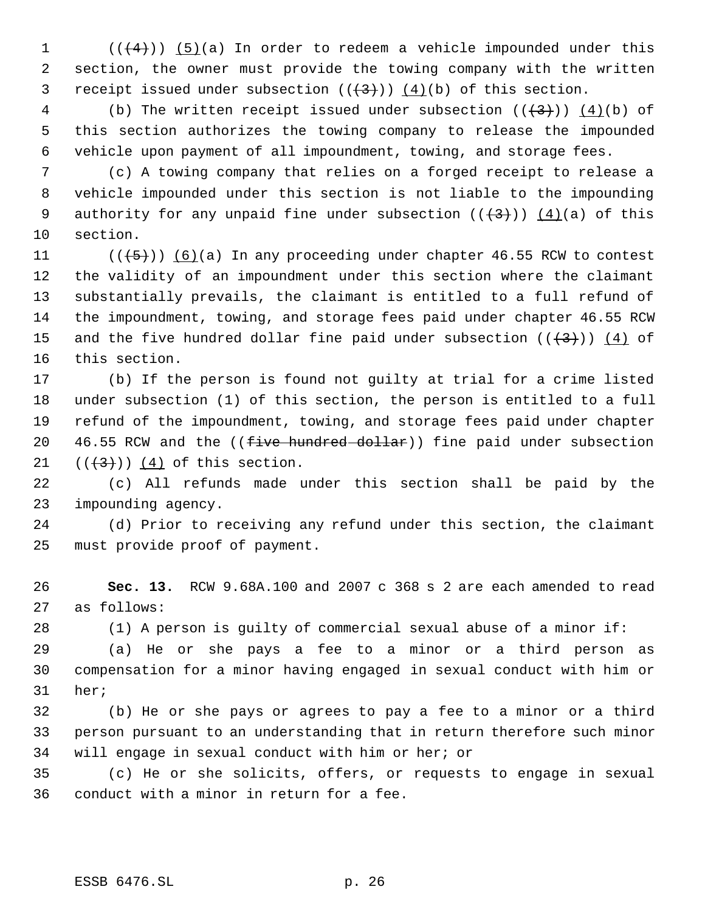(((4))) (5)(a) In order to redeem a vehicle impounded under this section, the owner must provide the towing company with the written receipt issued under subsection (((3))) (4)(b) of this section.

(b) The written receipt issued under subsection (((3))) (4)(b) of this section authorizes the towing company to release the impounded vehicle upon payment of all impoundment, towing, and storage fees.

(c) A towing company that relies on a forged receipt to release a vehicle impounded under this section is not liable to the impounding authority for any unpaid fine under subsection (((3))) (4)(a) of this section.

(((5))) (6)(a) In any proceeding under chapter 46.55 RCW to contest the validity of an impoundment under this section where the claimant substantially prevails, the claimant is entitled to a full refund of the impoundment, towing, and storage fees paid under chapter 46.55 RCW and the five hundred dollar fine paid under subsection (((3))) (4) of this section.

(b) If the person is found not guilty at trial for a crime listed under subsection (1) of this section, the person is entitled to a full refund of the impoundment, towing, and storage fees paid under chapter 46.55 RCW and the ((~~five hundred dollar~~)) fine paid under subsection (((3))) (4) of this section.

(c) All refunds made under this section shall be paid by the impounding agency.

(d) Prior to receiving any refund under this section, the claimant must provide proof of payment.

**Sec. 13.** RCW 9.68A.100 and 2007 c 368 s 2 are each amended to read as follows:

(1) A person is guilty of commercial sexual abuse of a minor if:

(a) He or she pays a fee to a minor or a third person as compensation for a minor having engaged in sexual conduct with him or her;

(b) He or she pays or agrees to pay a fee to a minor or a third person pursuant to an understanding that in return therefore such minor will engage in sexual conduct with him or her; or

(c) He or she solicits, offers, or requests to engage in sexual conduct with a minor in return for a fee.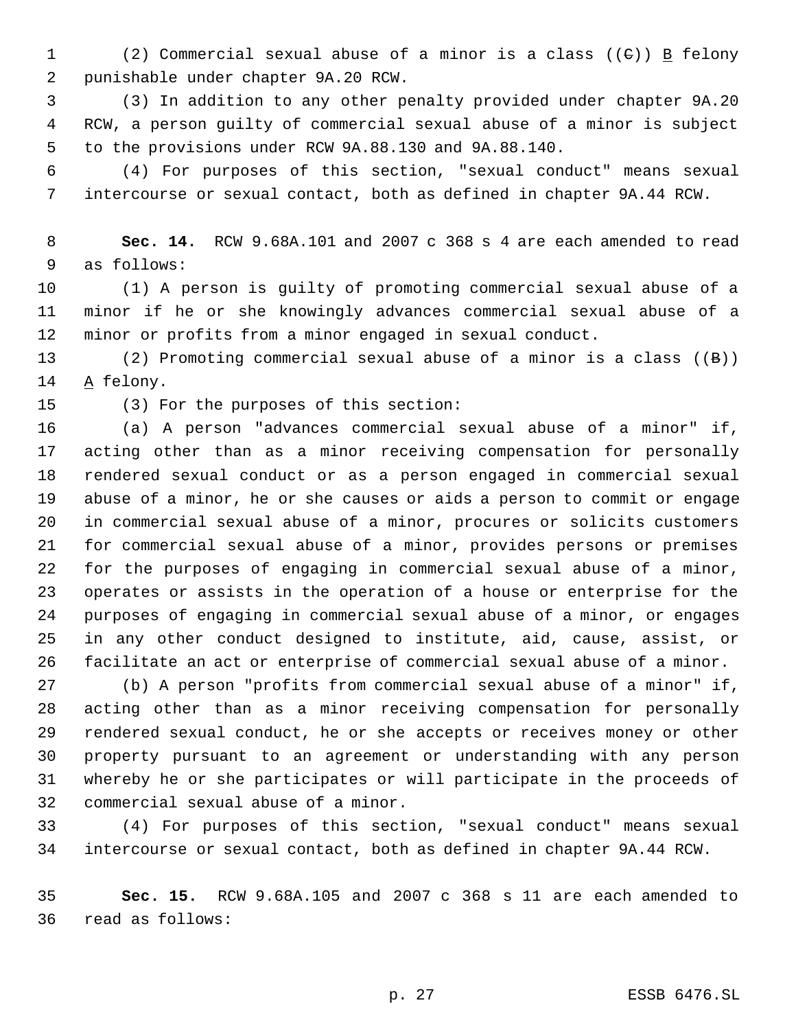(2) Commercial sexual abuse of a minor is a class ((~~C~~)) <u>B</u> felony punishable under chapter 9A.20 RCW.

(3) In addition to any other penalty provided under chapter 9A.20 RCW, a person guilty of commercial sexual abuse of a minor is subject to the provisions under RCW 9A.88.130 and 9A.88.140.

(4) For purposes of this section, "sexual conduct" means sexual intercourse or sexual contact, both as defined in chapter 9A.44 RCW.

**Sec. 14.** RCW 9.68A.101 and 2007 c 368 s 4 are each amended to read as follows:

(1) A person is guilty of promoting commercial sexual abuse of a minor if he or she knowingly advances commercial sexual abuse of a minor or profits from a minor engaged in sexual conduct.

(2) Promoting commercial sexual abuse of a minor is a class ((~~B~~)) <u>A</u> felony.

(3) For the purposes of this section:

(a) A person "advances commercial sexual abuse of a minor" if, acting other than as a minor receiving compensation for personally rendered sexual conduct or as a person engaged in commercial sexual abuse of a minor, he or she causes or aids a person to commit or engage in commercial sexual abuse of a minor, procures or solicits customers for commercial sexual abuse of a minor, provides persons or premises for the purposes of engaging in commercial sexual abuse of a minor, operates or assists in the operation of a house or enterprise for the purposes of engaging in commercial sexual abuse of a minor, or engages in any other conduct designed to institute, aid, cause, assist, or facilitate an act or enterprise of commercial sexual abuse of a minor.

(b) A person "profits from commercial sexual abuse of a minor" if, acting other than as a minor receiving compensation for personally rendered sexual conduct, he or she accepts or receives money or other property pursuant to an agreement or understanding with any person whereby he or she participates or will participate in the proceeds of commercial sexual abuse of a minor.

(4) For purposes of this section, "sexual conduct" means sexual intercourse or sexual contact, both as defined in chapter 9A.44 RCW.

**Sec. 15.** RCW 9.68A.105 and 2007 c 368 s 11 are each amended to read as follows: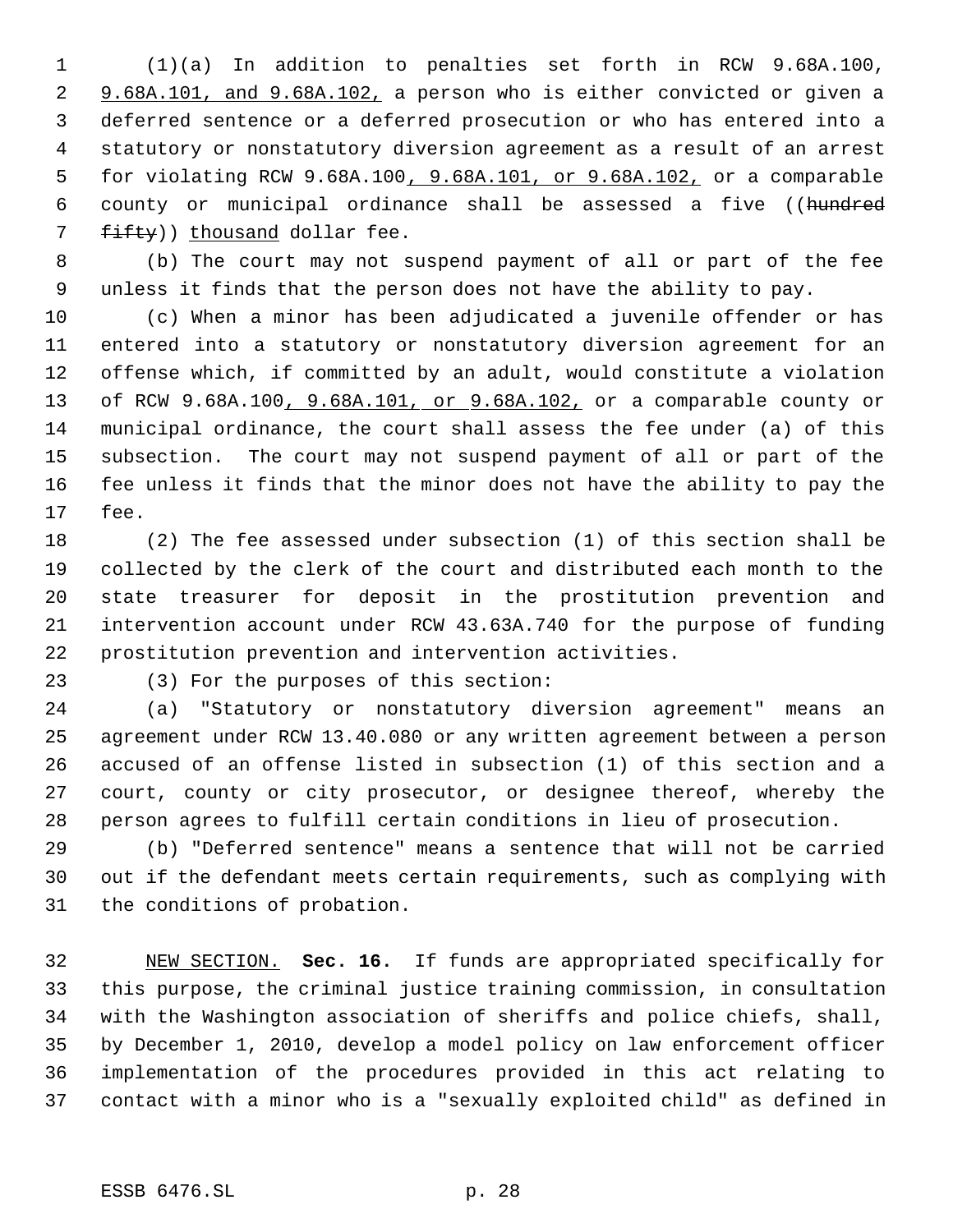(1)(a) In addition to penalties set forth in RCW 9.68A.100, 9.68A.101, and 9.68A.102, a person who is either convicted or given a deferred sentence or a deferred prosecution or who has entered into a statutory or nonstatutory diversion agreement as a result of an arrest for violating RCW 9.68A.100, 9.68A.101, or 9.68A.102, or a comparable county or municipal ordinance shall be assessed a five ((~~hundred fifty~~)) thousand dollar fee.

(b) The court may not suspend payment of all or part of the fee unless it finds that the person does not have the ability to pay.

(c) When a minor has been adjudicated a juvenile offender or has entered into a statutory or nonstatutory diversion agreement for an offense which, if committed by an adult, would constitute a violation of RCW 9.68A.100, 9.68A.101, or 9.68A.102, or a comparable county or municipal ordinance, the court shall assess the fee under (a) of this subsection. The court may not suspend payment of all or part of the fee unless it finds that the minor does not have the ability to pay the fee.

(2) The fee assessed under subsection (1) of this section shall be collected by the clerk of the court and distributed each month to the state treasurer for deposit in the prostitution prevention and intervention account under RCW 43.63A.740 for the purpose of funding prostitution prevention and intervention activities.

(3) For the purposes of this section:

(a) "Statutory or nonstatutory diversion agreement" means an agreement under RCW 13.40.080 or any written agreement between a person accused of an offense listed in subsection (1) of this section and a court, county or city prosecutor, or designee thereof, whereby the person agrees to fulfill certain conditions in lieu of prosecution.

(b) "Deferred sentence" means a sentence that will not be carried out if the defendant meets certain requirements, such as complying with the conditions of probation.

NEW SECTION. **Sec. 16.** If funds are appropriated specifically for this purpose, the criminal justice training commission, in consultation with the Washington association of sheriffs and police chiefs, shall, by December 1, 2010, develop a model policy on law enforcement officer implementation of the procedures provided in this act relating to contact with a minor who is a "sexually exploited child" as defined in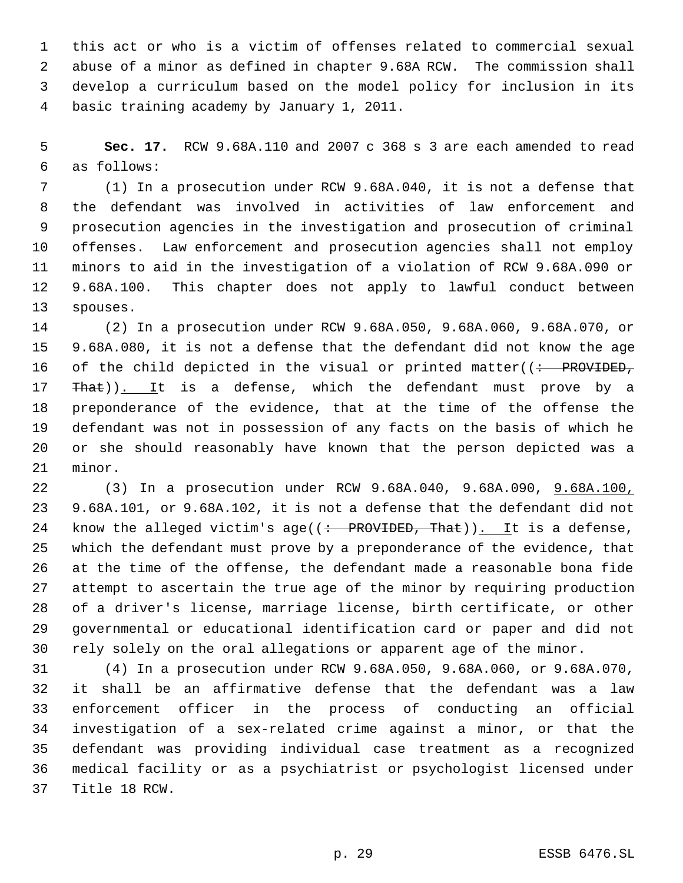this act or who is a victim of offenses related to commercial sexual abuse of a minor as defined in chapter 9.68A RCW. The commission shall develop a curriculum based on the model policy for inclusion in its basic training academy by January 1, 2011.

**Sec. 17.** RCW 9.68A.110 and 2007 c 368 s 3 are each amended to read as follows:

(1) In a prosecution under RCW 9.68A.040, it is not a defense that the defendant was involved in activities of law enforcement and prosecution agencies in the investigation and prosecution of criminal offenses. Law enforcement and prosecution agencies shall not employ minors to aid in the investigation of a violation of RCW 9.68A.090 or 9.68A.100. This chapter does not apply to lawful conduct between spouses.

(2) In a prosecution under RCW 9.68A.050, 9.68A.060, 9.68A.070, or 9.68A.080, it is not a defense that the defendant did not know the age of the child depicted in the visual or printed matter((~~: PROVIDED, That~~)). It is a defense, which the defendant must prove by a preponderance of the evidence, that at the time of the offense the defendant was not in possession of any facts on the basis of which he or she should reasonably have known that the person depicted was a minor.

(3) In a prosecution under RCW 9.68A.040, 9.68A.090, 9.68A.100, 9.68A.101, or 9.68A.102, it is not a defense that the defendant did not know the alleged victim's age((~~: PROVIDED, That~~)). It is a defense, which the defendant must prove by a preponderance of the evidence, that at the time of the offense, the defendant made a reasonable bona fide attempt to ascertain the true age of the minor by requiring production of a driver's license, marriage license, birth certificate, or other governmental or educational identification card or paper and did not rely solely on the oral allegations or apparent age of the minor.

(4) In a prosecution under RCW 9.68A.050, 9.68A.060, or 9.68A.070, it shall be an affirmative defense that the defendant was a law enforcement officer in the process of conducting an official investigation of a sex-related crime against a minor, or that the defendant was providing individual case treatment as a recognized medical facility or as a psychiatrist or psychologist licensed under Title 18 RCW.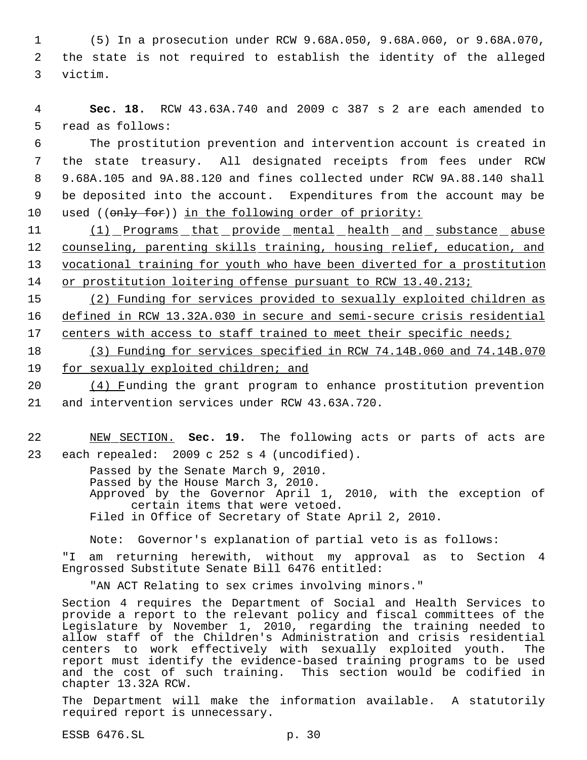(5) In a prosecution under RCW 9.68A.050, 9.68A.060, or 9.68A.070, the state is not required to establish the identity of the alleged victim.

**Sec. 18.** RCW 43.63A.740 and 2009 c 387 s 2 are each amended to read as follows:

The prostitution prevention and intervention account is created in the state treasury. All designated receipts from fees under RCW 9.68A.105 and 9A.88.120 and fines collected under RCW 9A.88.140 shall be deposited into the account. Expenditures from the account may be used ((~~only for~~)) <u>in the following order of priority:</u>

<u>(1) Programs that provide mental health and substance abuse counseling, parenting skills training, housing relief, education, and vocational training for youth who have been diverted for a prostitution or prostitution loitering offense pursuant to RCW 13.40.213;</u>

<u>(2) Funding for services provided to sexually exploited children as defined in RCW 13.32A.030 in secure and semi-secure crisis residential centers with access to staff trained to meet their specific needs;</u>

<u>(3) Funding for services specified in RCW 74.14B.060 and 74.14B.070 for sexually exploited children; and</u>

<u>(4) F</u>unding the grant program to enhance prostitution prevention and intervention services under RCW 43.63A.720.

<u>NEW SECTION.</u> **Sec. 19.** The following acts or parts of acts are each repealed: 2009 c 252 s 4 (uncodified).

Passed by the Senate March 9, 2010.
Passed by the House March 3, 2010.
Approved by the Governor April 1, 2010, with the exception of certain items that were vetoed.
Filed in Office of Secretary of State April 2, 2010.

Note: Governor's explanation of partial veto is as follows:

"I am returning herewith, without my approval as to Section 4 Engrossed Substitute Senate Bill 6476 entitled:

"AN ACT Relating to sex crimes involving minors."

Section 4 requires the Department of Social and Health Services to provide a report to the relevant policy and fiscal committees of the Legislature by November 1, 2010, regarding the training needed to allow staff of the Children's Administration and crisis residential centers to work effectively with sexually exploited youth. The report must identify the evidence-based training programs to be used and the cost of such training. This section would be codified in chapter 13.32A RCW.

The Department will make the information available. A statutorily required report is unnecessary.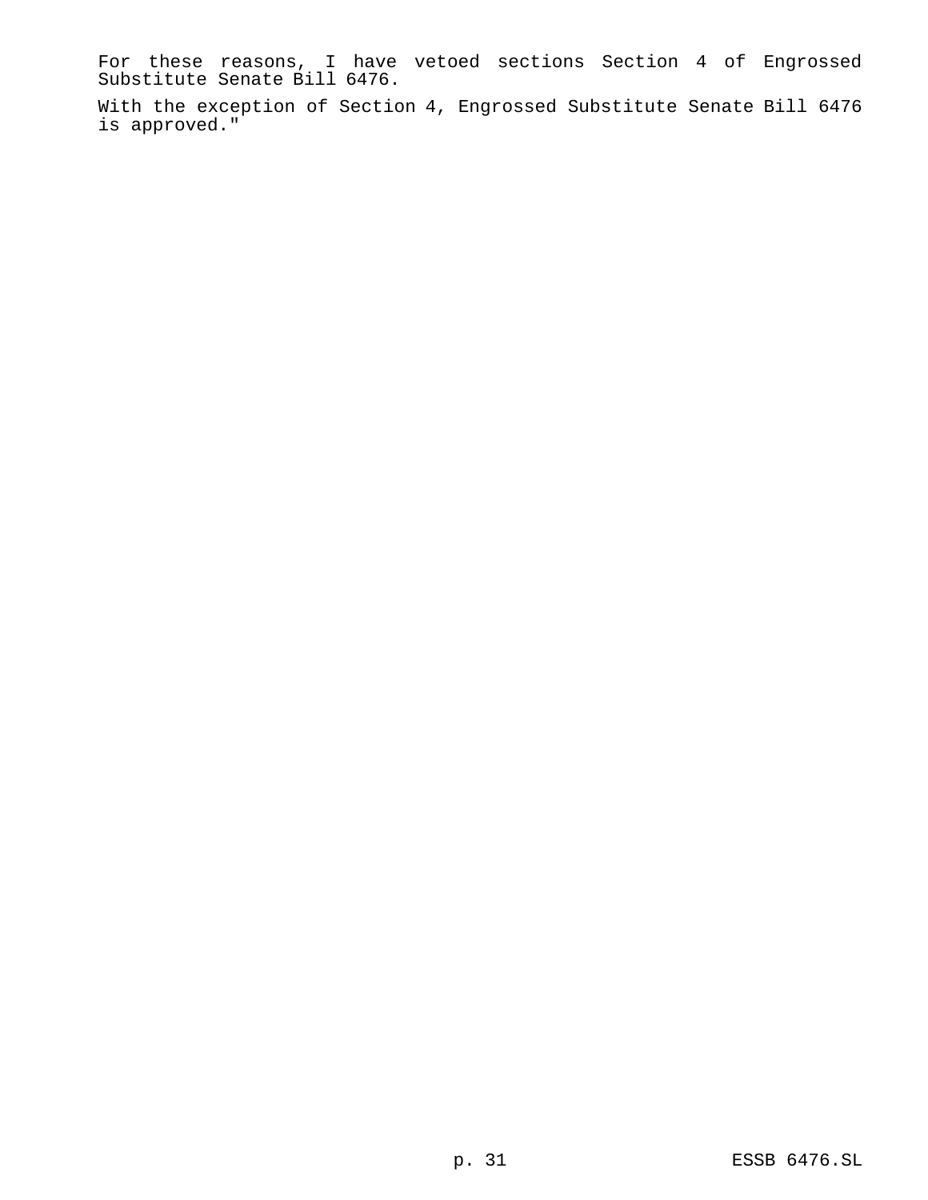For these reasons, I have vetoed sections Section 4 of Engrossed Substitute Senate Bill 6476.

With the exception of Section 4, Engrossed Substitute Senate Bill 6476 is approved."